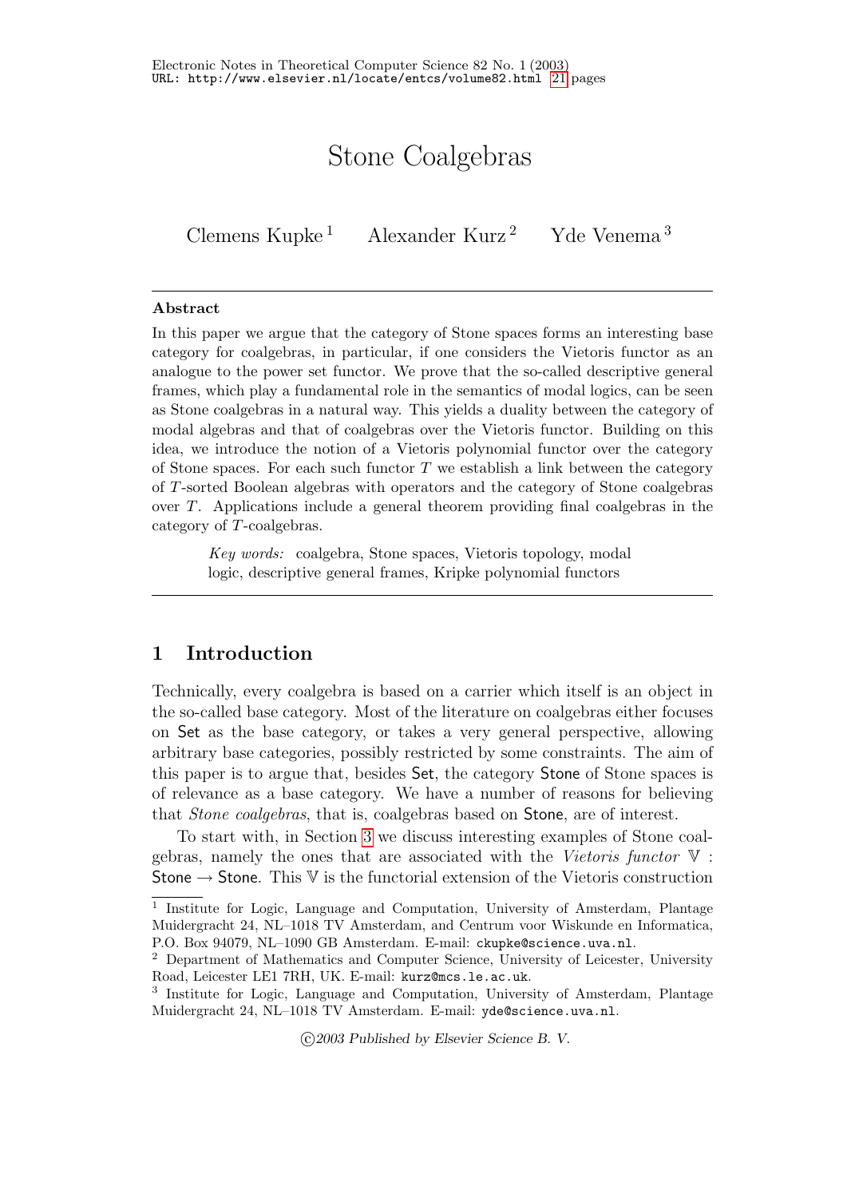# Stone Coalgebras

Clemens Kupke [1] Alexander Kurz [2] Yde Venema [3]

---

**Abstract**

In this paper we argue that the category of Stone spaces forms an interesting base category for coalgebras, in particular, if one considers the Vietoris functor as an analogue to the power set functor. We prove that the so-called descriptive general frames, which play a fundamental role in the semantics of modal logics, can be seen as Stone coalgebras in a natural way. This yields a duality between the category of modal algebras and that of coalgebras over the Vietoris functor. Building on this idea, we introduce the notion of a Vietoris polynomial functor over the category of Stone spaces. For each such functor $T$ we establish a link between the category of $T$-sorted Boolean algebras with operators and the category of Stone coalgebras over $T$. Applications include a general theorem providing final coalgebras in the category of $T$-coalgebras.

*Key words:* coalgebra, Stone spaces, Vietoris topology, modal logic, descriptive general frames, Kripke polynomial functors

---

## 1 Introduction

Technically, every coalgebra is based on a carrier which itself is an object in the so-called base category. Most of the literature on coalgebras either focuses on Set as the base category, or takes a very general perspective, allowing arbitrary base categories, possibly restricted by some constraints. The aim of this paper is to argue that, besides Set, the category Stone of Stone spaces is of relevance as a base category. We have a number of reasons for believing that *Stone coalgebras*, that is, coalgebras based on Stone, are of interest.

To start with, in Section 3 we discuss interesting examples of Stone coalgebras, namely the ones that are associated with the *Vietoris functor* $\mathbb{V}$ : Stone $\rightarrow$ Stone. This $\mathbb{V}$ is the functorial extension of the Vietoris construction

---

[1] Institute for Logic, Language and Computation, University of Amsterdam, Plantage Muidergracht 24, NL–1018 TV Amsterdam, and Centrum voor Wiskunde en Informatica, P.O. Box 94079, NL–1090 GB Amsterdam. E-mail: `ckupke@science.uva.nl`.

[2] Department of Mathematics and Computer Science, University of Leicester, University Road, Leicester LE1 7RH, UK. E-mail: `kurz@mcs.le.ac.uk`.

[3] Institute for Logic, Language and Computation, University of Amsterdam, Plantage Muidergracht 24, NL–1018 TV Amsterdam. E-mail: `yde@science.uva.nl`.

©2003 Published by Elsevier Science B. V.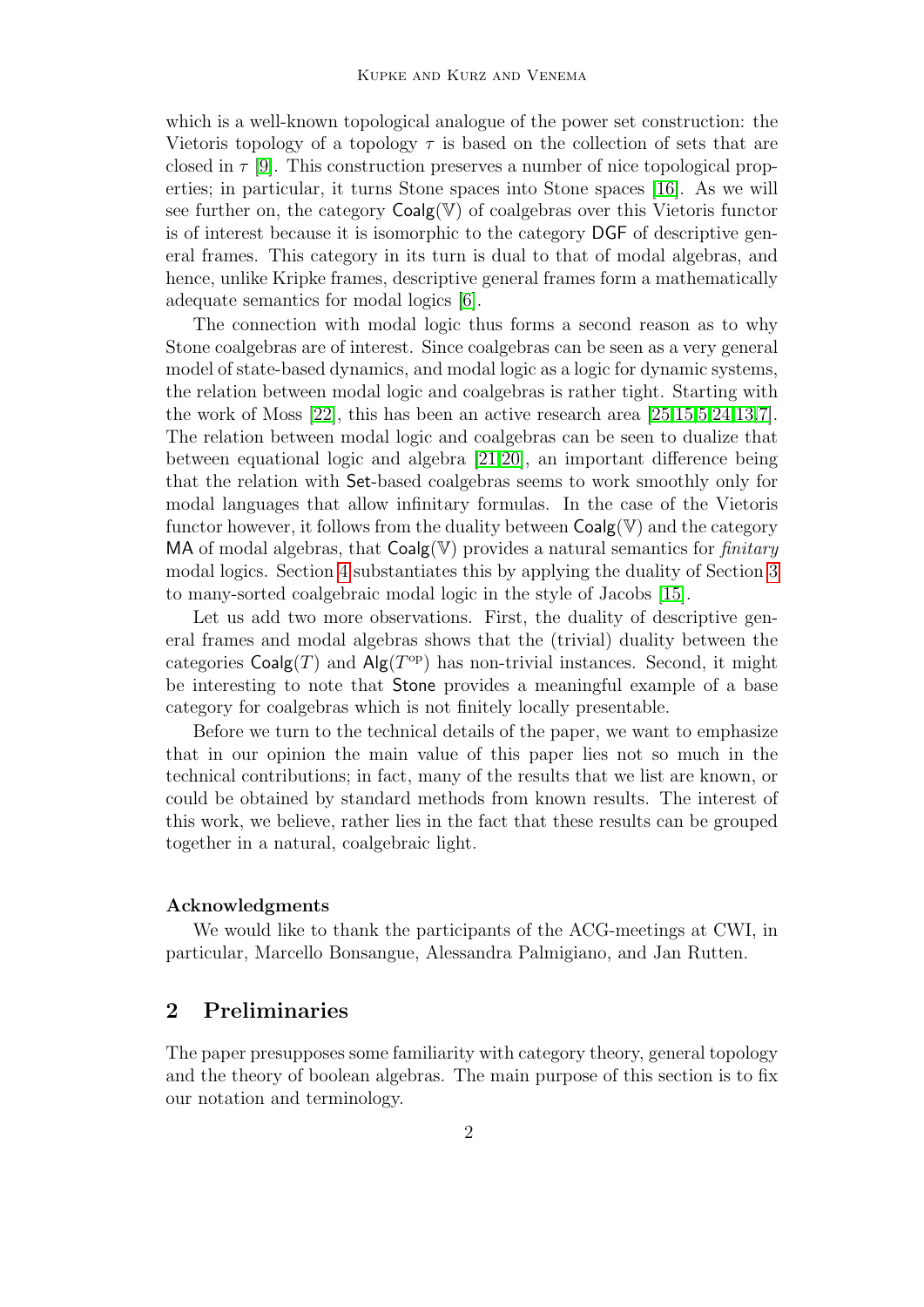which is a well-known topological analogue of the power set construction: the Vietoris topology of a topology $\tau$ is based on the collection of sets that are closed in $\tau$ [9]. This construction preserves a number of nice topological properties; in particular, it turns Stone spaces into Stone spaces [16]. As we will see further on, the category $\mathsf{Coalg}(\mathbb{V})$ of coalgebras over this Vietoris functor is of interest because it is isomorphic to the category $\mathsf{DGF}$ of descriptive general frames. This category in its turn is dual to that of modal algebras, and hence, unlike Kripke frames, descriptive general frames form a mathematically adequate semantics for modal logics [6].

The connection with modal logic thus forms a second reason as to why Stone coalgebras are of interest. Since coalgebras can be seen as a very general model of state-based dynamics, and modal logic as a logic for dynamic systems, the relation between modal logic and coalgebras is rather tight. Starting with the work of Moss [22], this has been an active research area [25,15,5,24,13,7]. The relation between modal logic and coalgebras can be seen to dualize that between equational logic and algebra [21,20], an important difference being that the relation with $\mathsf{Set}$-based coalgebras seems to work smoothly only for modal languages that allow infinitary formulas. In the case of the Vietoris functor however, it follows from the duality between $\mathsf{Coalg}(\mathbb{V})$ and the category $\mathsf{MA}$ of modal algebras, that $\mathsf{Coalg}(\mathbb{V})$ provides a natural semantics for *finitary* modal logics. Section 4 substantiates this by applying the duality of Section 3 to many-sorted coalgebraic modal logic in the style of Jacobs [15].

Let us add two more observations. First, the duality of descriptive general frames and modal algebras shows that the (trivial) duality between the categories $\mathsf{Coalg}(T)$ and $\mathsf{Alg}(T^{\mathrm{op}})$ has non-trivial instances. Second, it might be interesting to note that $\mathsf{Stone}$ provides a meaningful example of a base category for coalgebras which is not finitely locally presentable.

Before we turn to the technical details of the paper, we want to emphasize that in our opinion the main value of this paper lies not so much in the technical contributions; in fact, many of the results that we list are known, or could be obtained by standard methods from known results. The interest of this work, we believe, rather lies in the fact that these results can be grouped together in a natural, coalgebraic light.

**Acknowledgments**

We would like to thank the participants of the ACG-meetings at CWI, in particular, Marcello Bonsangue, Alessandra Palmigiano, and Jan Rutten.

## 2 Preliminaries

The paper presupposes some familiarity with category theory, general topology and the theory of boolean algebras. The main purpose of this section is to fix our notation and terminology.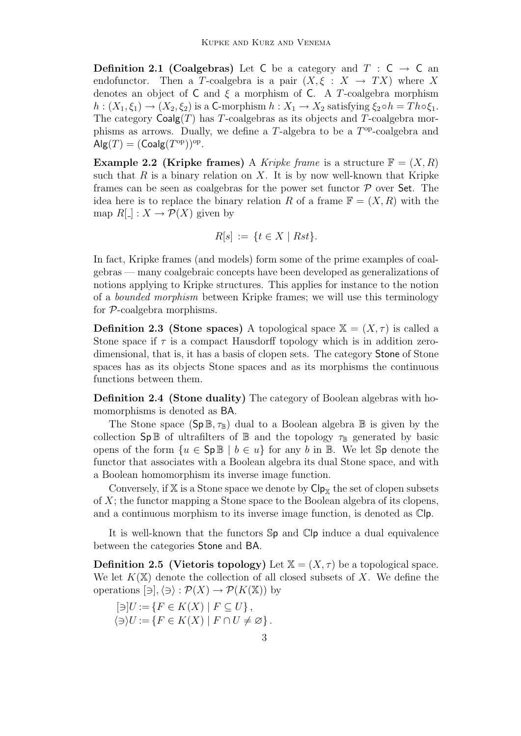**Definition 2.1 (Coalgebras)** Let $\mathsf{C}$ be a category and $T : \mathsf{C} \to \mathsf{C}$ an endofunctor. Then a $T$-coalgebra is a pair $(X, \xi : X \to TX)$ where $X$ denotes an object of $\mathsf{C}$ and $\xi$ a morphism of $\mathsf{C}$. A $T$-coalgebra morphism $h : (X_1, \xi_1) \to (X_2, \xi_2)$ is a $\mathsf{C}$-morphism $h : X_1 \to X_2$ satisfying $\xi_2 \circ h = Th \circ \xi_1$. The category $\mathsf{Coalg}(T)$ has $T$-coalgebras as its objects and $T$-coalgebra morphisms as arrows. Dually, we define a $T$-algebra to be a $T^{\mathrm{op}}$-coalgebra and $\mathsf{Alg}(T) = (\mathsf{Coalg}(T^{\mathrm{op}}))^{\mathrm{op}}$.

**Example 2.2 (Kripke frames)** A *Kripke frame* is a structure $\mathbb{F} = (X, R)$ such that $R$ is a binary relation on $X$. It is by now well-known that Kripke frames can be seen as coalgebras for the power set functor $\mathcal{P}$ over $\mathsf{Set}$. The idea here is to replace the binary relation $R$ of a frame $\mathbb{F} = (X, R)$ with the map $R[\_] : X \to \mathcal{P}(X)$ given by

$$R[s] := \{t \in X \mid Rst\}.$$

In fact, Kripke frames (and models) form some of the prime examples of coalgebras — many coalgebraic concepts have been developed as generalizations of notions applying to Kripke structures. This applies for instance to the notion of a *bounded morphism* between Kripke frames; we will use this terminology for $\mathcal{P}$-coalgebra morphisms.

**Definition 2.3 (Stone spaces)** A topological space $\mathbb{X} = (X, \tau)$ is called a Stone space if $\tau$ is a compact Hausdorff topology which is in addition zero-dimensional, that is, it has a basis of clopen sets. The category $\mathsf{Stone}$ of Stone spaces has as its objects Stone spaces and as its morphisms the continuous functions between them.

**Definition 2.4 (Stone duality)** The category of Boolean algebras with homomorphisms is denoted as $\mathsf{BA}$.

The Stone space $(\mathsf{Sp}\,\mathbb{B}, \tau_{\mathbb{B}})$ dual to a Boolean algebra $\mathbb{B}$ is given by the collection $\mathsf{Sp}\,\mathbb{B}$ of ultrafilters of $\mathbb{B}$ and the topology $\tau_{\mathbb{B}}$ generated by basic opens of the form $\{u \in \mathsf{Sp}\,\mathbb{B} \mid b \in u\}$ for any $b$ in $\mathbb{B}$. We let $\mathbb{S}\mathsf{p}$ denote the functor that associates with a Boolean algebra its dual Stone space, and with a Boolean homomorphism its inverse image function.

Conversely, if $\mathbb{X}$ is a Stone space we denote by $\mathsf{Clp}_{\mathbb{X}}$ the set of clopen subsets of $X$; the functor mapping a Stone space to the Boolean algebra of its clopens, and a continuous morphism to its inverse image function, is denoted as $\mathbb{C}\mathsf{lp}$.

It is well-known that the functors $\mathbb{S}\mathsf{p}$ and $\mathbb{C}\mathsf{lp}$ induce a dual equivalence between the categories $\mathsf{Stone}$ and $\mathsf{BA}$.

**Definition 2.5 (Vietoris topology)** Let $\mathbb{X} = (X, \tau)$ be a topological space. We let $K(\mathbb{X})$ denote the collection of all closed subsets of $X$. We define the operations $[\ni], \langle\ni\rangle : \mathcal{P}(X) \to \mathcal{P}(K(\mathbb{X}))$ by

$$[\ni]U := \{F \in K(X) \mid F \subseteq U\},$$
$$\langle\ni\rangle U := \{F \in K(X) \mid F \cap U \neq \varnothing\}.$$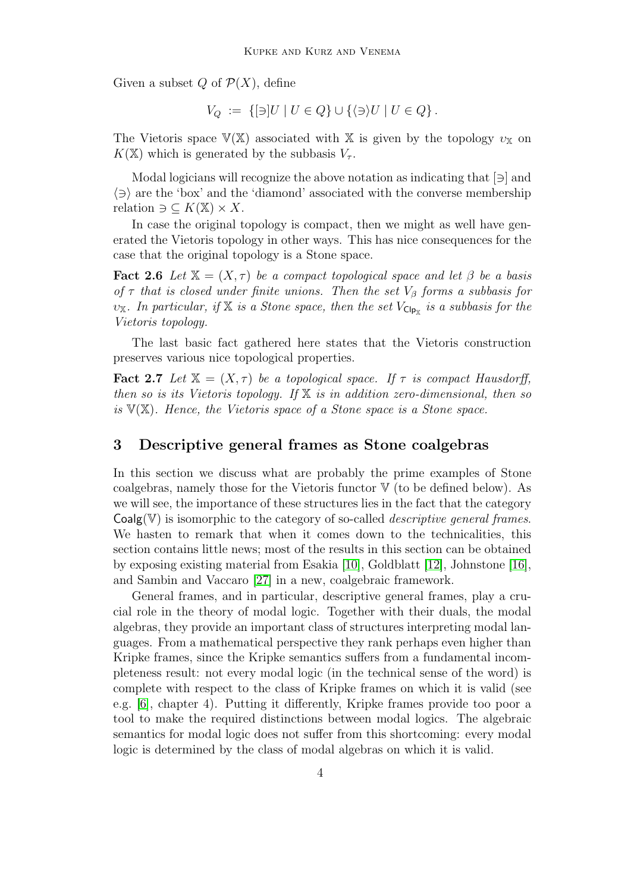Given a subset $Q$ of $\mathcal{P}(X)$, define

$$V_Q := \{[\ni]U \mid U \in Q\} \cup \{\langle\ni\rangle U \mid U \in Q\}.$$

The Vietoris space $\mathbb{V}(\mathbb{X})$ associated with $\mathbb{X}$ is given by the topology $\upsilon_{\mathbb{X}}$ on $K(\mathbb{X})$ which is generated by the subbasis $V_\tau$.

Modal logicians will recognize the above notation as indicating that $[\ni]$ and $\langle\ni\rangle$ are the 'box' and the 'diamond' associated with the converse membership relation $\ni \subseteq K(\mathbb{X}) \times X$.

In case the original topology is compact, then we might as well have generated the Vietoris topology in other ways. This has nice consequences for the case that the original topology is a Stone space.

**Fact 2.6** *Let $\mathbb{X} = (X, \tau)$ be a compact topological space and let $\beta$ be a basis of $\tau$ that is closed under finite unions. Then the set $V_\beta$ forms a subbasis for $\upsilon_{\mathbb{X}}$. In particular, if $\mathbb{X}$ is a Stone space, then the set $V_{\mathsf{Clp}_{\mathbb{X}}}$ is a subbasis for the Vietoris topology.*

The last basic fact gathered here states that the Vietoris construction preserves various nice topological properties.

**Fact 2.7** *Let $\mathbb{X} = (X, \tau)$ be a topological space. If $\tau$ is compact Hausdorff, then so is its Vietoris topology. If $\mathbb{X}$ is in addition zero-dimensional, then so is $\mathbb{V}(\mathbb{X})$. Hence, the Vietoris space of a Stone space is a Stone space.*

## 3 Descriptive general frames as Stone coalgebras

In this section we discuss what are probably the prime examples of Stone coalgebras, namely those for the Vietoris functor $\mathbb{V}$ (to be defined below). As we will see, the importance of these structures lies in the fact that the category $\mathsf{Coalg}(\mathbb{V})$ is isomorphic to the category of so-called *descriptive general frames*. We hasten to remark that when it comes down to the technicalities, this section contains little news; most of the results in this section can be obtained by exposing existing material from Esakia [10], Goldblatt [12], Johnstone [16], and Sambin and Vaccaro [27] in a new, coalgebraic framework.

General frames, and in particular, descriptive general frames, play a crucial role in the theory of modal logic. Together with their duals, the modal algebras, they provide an important class of structures interpreting modal languages. From a mathematical perspective they rank perhaps even higher than Kripke frames, since the Kripke semantics suffers from a fundamental incompleteness result: not every modal logic (in the technical sense of the word) is complete with respect to the class of Kripke frames on which it is valid (see e.g. [6], chapter 4). Putting it differently, Kripke frames provide too poor a tool to make the required distinctions between modal logics. The algebraic semantics for modal logic does not suffer from this shortcoming: every modal logic is determined by the class of modal algebras on which it is valid.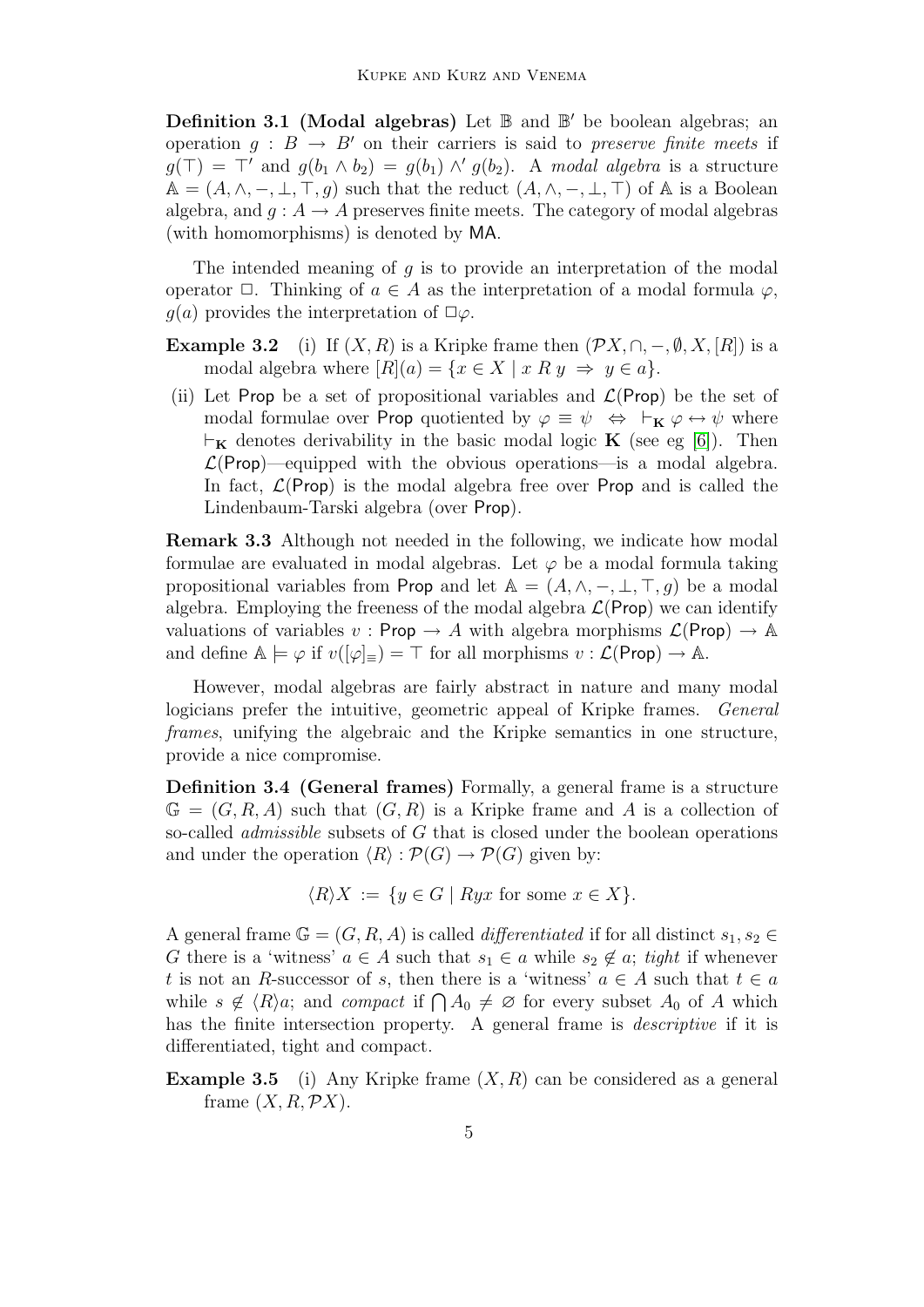**Definition 3.1 (Modal algebras)** Let $\mathbb{B}$ and $\mathbb{B}'$ be boolean algebras; an operation $g : B \to B'$ on their carriers is said to *preserve finite meets* if $g(\top) = \top'$ and $g(b_1 \wedge b_2) = g(b_1) \wedge' g(b_2)$. A *modal algebra* is a structure $\mathbb{A} = (A, \wedge, -, \bot, \top, g)$ such that the reduct $(A, \wedge, -, \bot, \top)$ of $\mathbb{A}$ is a Boolean algebra, and $g : A \to A$ preserves finite meets. The category of modal algebras (with homomorphisms) is denoted by $\mathsf{MA}$.

The intended meaning of $g$ is to provide an interpretation of the modal operator $\Box$. Thinking of $a \in A$ as the interpretation of a modal formula $\varphi$, $g(a)$ provides the interpretation of $\Box\varphi$.

**Example 3.2** (i) If $(X, R)$ is a Kripke frame then $(\mathcal{P}X, \cap, -, \emptyset, X, [R])$ is a modal algebra where $[R](a) = \{x \in X \mid x\ R\ y \ \Rightarrow\ y \in a\}$.

(ii) Let $\mathsf{Prop}$ be a set of propositional variables and $\mathcal{L}(\mathsf{Prop})$ be the set of modal formulae over $\mathsf{Prop}$ quotiented by $\varphi \equiv \psi \ \Leftrightarrow\ \vdash_{\mathbf{K}} \varphi \leftrightarrow \psi$ where $\vdash_{\mathbf{K}}$ denotes derivability in the basic modal logic $\mathbf{K}$ (see eg [6]). Then $\mathcal{L}(\mathsf{Prop})$—equipped with the obvious operations—is a modal algebra. In fact, $\mathcal{L}(\mathsf{Prop})$ is the modal algebra free over $\mathsf{Prop}$ and is called the Lindenbaum-Tarski algebra (over $\mathsf{Prop}$).

**Remark 3.3** Although not needed in the following, we indicate how modal formulae are evaluated in modal algebras. Let $\varphi$ be a modal formula taking propositional variables from $\mathsf{Prop}$ and let $\mathbb{A} = (A, \wedge, -, \bot, \top, g)$ be a modal algebra. Employing the freeness of the modal algebra $\mathcal{L}(\mathsf{Prop})$ we can identify valuations of variables $v : \mathsf{Prop} \to A$ with algebra morphisms $\mathcal{L}(\mathsf{Prop}) \to \mathbb{A}$ and define $\mathbb{A} \models \varphi$ if $v([\varphi]_{\equiv}) = \top$ for all morphisms $v : \mathcal{L}(\mathsf{Prop}) \to \mathbb{A}$.

However, modal algebras are fairly abstract in nature and many modal logicians prefer the intuitive, geometric appeal of Kripke frames. *General frames*, unifying the algebraic and the Kripke semantics in one structure, provide a nice compromise.

**Definition 3.4 (General frames)** Formally, a general frame is a structure $\mathbb{G} = (G, R, A)$ such that $(G, R)$ is a Kripke frame and $A$ is a collection of so-called *admissible* subsets of $G$ that is closed under the boolean operations and under the operation $\langle R \rangle : \mathcal{P}(G) \to \mathcal{P}(G)$ given by:

$$\langle R \rangle X \ := \ \{y \in G \mid Ryx \text{ for some } x \in X\}.$$

A general frame $\mathbb{G} = (G, R, A)$ is called *differentiated* if for all distinct $s_1, s_2 \in G$ there is a 'witness' $a \in A$ such that $s_1 \in a$ while $s_2 \notin a$; *tight* if whenever $t$ is not an $R$-successor of $s$, then there is a 'witness' $a \in A$ such that $t \in a$ while $s \notin \langle R \rangle a$; and *compact* if $\bigcap A_0 \neq \varnothing$ for every subset $A_0$ of $A$ which has the finite intersection property. A general frame is *descriptive* if it is differentiated, tight and compact.

**Example 3.5** (i) Any Kripke frame $(X, R)$ can be considered as a general frame $(X, R, \mathcal{P}X)$.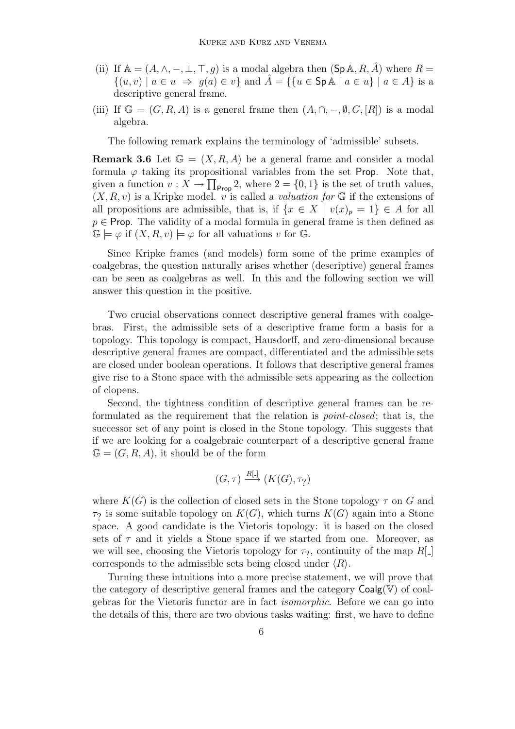(ii) If $\mathbb{A} = (A, \wedge, -, \bot, \top, g)$ is a modal algebra then $(\mathsf{Sp}\,\mathbb{A}, R, \hat{A})$ where $R = \{(u, v) \mid a \in u \Rightarrow g(a) \in v\}$ and $\hat{A} = \{\{u \in \mathsf{Sp}\,\mathbb{A} \mid a \in u\} \mid a \in A\}$ is a descriptive general frame.

(iii) If $\mathbb{G} = (G, R, A)$ is a general frame then $(A, \cap, -, \emptyset, G, [R])$ is a modal algebra.

The following remark explains the terminology of 'admissible' subsets.

**Remark 3.6** Let $\mathbb{G} = (X, R, A)$ be a general frame and consider a modal formula $\varphi$ taking its propositional variables from the set $\mathsf{Prop}$. Note that, given a function $v : X \to \prod_{\mathsf{Prop}} 2$, where $2 = \{0, 1\}$ is the set of truth values, $(X, R, v)$ is a Kripke model. $v$ is called a *valuation for* $\mathbb{G}$ if the extensions of all propositions are admissible, that is, if $\{x \in X \mid v(x)_p = 1\} \in A$ for all $p \in \mathsf{Prop}$. The validity of a modal formula in general frame is then defined as $\mathbb{G} \models \varphi$ if $(X, R, v) \models \varphi$ for all valuations $v$ for $\mathbb{G}$.

Since Kripke frames (and models) form some of the prime examples of coalgebras, the question naturally arises whether (descriptive) general frames can be seen as coalgebras as well. In this and the following section we will answer this question in the positive.

Two crucial observations connect descriptive general frames with coalgebras. First, the admissible sets of a descriptive frame form a basis for a topology. This topology is compact, Hausdorff, and zero-dimensional because descriptive general frames are compact, differentiated and the admissible sets are closed under boolean operations. It follows that descriptive general frames give rise to a Stone space with the admissible sets appearing as the collection of clopens.

Second, the tightness condition of descriptive general frames can be reformulated as the requirement that the relation is *point-closed*; that is, the successor set of any point is closed in the Stone topology. This suggests that if we are looking for a coalgebraic counterpart of a descriptive general frame $\mathbb{G} = (G, R, A)$, it should be of the form

$$(G, \tau) \xrightarrow{R[\_]} (K(G), \tau_?)$$

where $K(G)$ is the collection of closed sets in the Stone topology $\tau$ on $G$ and $\tau_?$ is some suitable topology on $K(G)$, which turns $K(G)$ again into a Stone space. A good candidate is the Vietoris topology: it is based on the closed sets of $\tau$ and it yields a Stone space if we started from one. Moreover, as we will see, choosing the Vietoris topology for $\tau_?$, continuity of the map $R[\_]$ corresponds to the admissible sets being closed under $\langle R \rangle$.

Turning these intuitions into a more precise statement, we will prove that the category of descriptive general frames and the category $\mathsf{Coalg}(\mathbb{V})$ of coalgebras for the Vietoris functor are in fact *isomorphic*. Before we can go into the details of this, there are two obvious tasks waiting: first, we have to define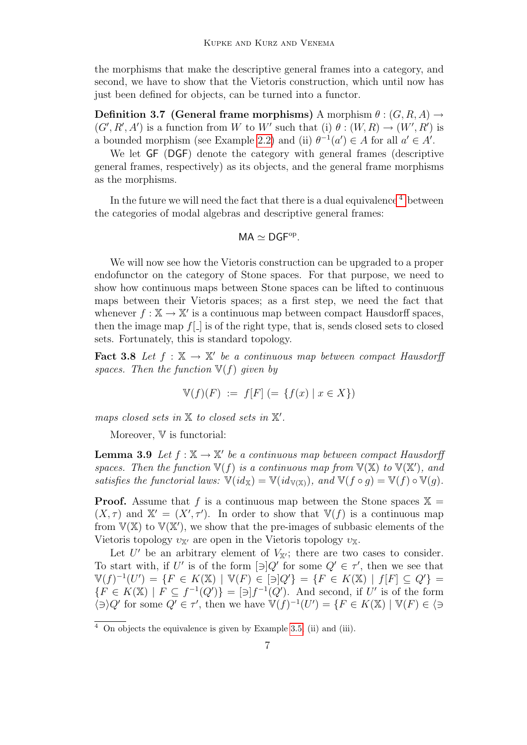the morphisms that make the descriptive general frames into a category, and second, we have to show that the Vietoris construction, which until now has just been defined for objects, can be turned into a functor.

**Definition 3.7 (General frame morphisms)** A morphism $\theta : (G, R, A) \to (G', R', A')$ is a function from $W$ to $W'$ such that (i) $\theta : (W, R) \to (W', R')$ is a bounded morphism (see Example 2.2) and (ii) $\theta^{-1}(a') \in A$ for all $a' \in A'$.

We let $\mathsf{GF}$ ($\mathsf{DGF}$) denote the category with general frames (descriptive general frames, respectively) as its objects, and the general frame morphisms as the morphisms.

In the future we will need the fact that there is a dual equivalence[4] between the categories of modal algebras and descriptive general frames:

$$\mathsf{MA} \simeq \mathsf{DGF}^{\mathrm{op}}.$$

We will now see how the Vietoris construction can be upgraded to a proper endofunctor on the category of Stone spaces. For that purpose, we need to show how continuous maps between Stone spaces can be lifted to continuous maps between their Vietoris spaces; as a first step, we need the fact that whenever $f : \mathbb{X} \to \mathbb{X}'$ is a continuous map between compact Hausdorff spaces, then the image map $f[\_]$ is of the right type, that is, sends closed sets to closed sets. Fortunately, this is standard topology.

**Fact 3.8** *Let $f : \mathbb{X} \to \mathbb{X}'$ be a continuous map between compact Hausdorff spaces. Then the function $\mathbb{V}(f)$ given by*

$$\mathbb{V}(f)(F) := f[F] \; (= \{f(x) \mid x \in X\})$$

*maps closed sets in $\mathbb{X}$ to closed sets in $\mathbb{X}'$.*

Moreover, $\mathbb{V}$ is functorial:

**Lemma 3.9** *Let $f : \mathbb{X} \to \mathbb{X}'$ be a continuous map between compact Hausdorff spaces. Then the function $\mathbb{V}(f)$ is a continuous map from $\mathbb{V}(\mathbb{X})$ to $\mathbb{V}(\mathbb{X}')$, and satisfies the functorial laws: $\mathbb{V}(id_{\mathbb{X}}) = \mathbb{V}(id_{\mathbb{V}(\mathbb{X})})$, and $\mathbb{V}(f \circ g) = \mathbb{V}(f) \circ \mathbb{V}(g)$.*

**Proof.** Assume that $f$ is a continuous map between the Stone spaces $\mathbb{X} = (X, \tau)$ and $\mathbb{X}' = (X', \tau')$. In order to show that $\mathbb{V}(f)$ is a continuous map from $\mathbb{V}(\mathbb{X})$ to $\mathbb{V}(\mathbb{X}')$, we show that the pre-images of subbasic elements of the Vietoris topology $\upsilon_{\mathbb{X}'}$ are open in the Vietoris topology $\upsilon_{\mathbb{X}}$.

Let $U'$ be an arbitrary element of $V_{\mathbb{X}'}$; there are two cases to consider. To start with, if $U'$ is of the form $[\ni]Q'$ for some $Q' \in \tau'$, then we see that $\mathbb{V}(f)^{-1}(U') = \{F \in K(\mathbb{X}) \mid \mathbb{V}(F) \in [\ni]Q'\} = \{F \in K(\mathbb{X}) \mid f[F] \subseteq Q'\} = \{F \in K(\mathbb{X}) \mid F \subseteq f^{-1}(Q')\} = [\ni]f^{-1}(Q')$. And second, if $U'$ is of the form $\langle\ni\rangle Q'$ for some $Q' \in \tau'$, then we have $\mathbb{V}(f)^{-1}(U') = \{F \in K(\mathbb{X}) \mid \mathbb{V}(F) \in \langle\ni$

[4] On objects the equivalence is given by Example 3.5. (ii) and (iii).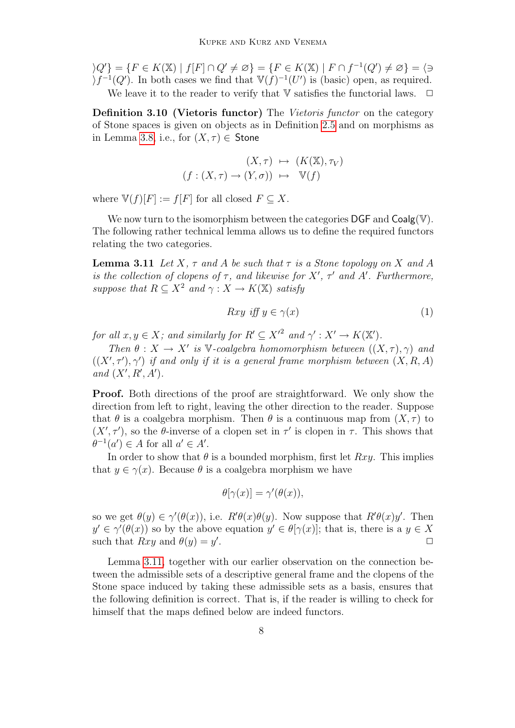$\rangle Q'\} = \{F \in K(\mathbb{X}) \mid f[F] \cap Q' \neq \varnothing\} = \{F \in K(\mathbb{X}) \mid F \cap f^{-1}(Q') \neq \varnothing\} = \langle \ni \rangle f^{-1}(Q')$. In both cases we find that $\mathbb{V}(f)^{-1}(U')$ is (basic) open, as required.

We leave it to the reader to verify that $\mathbb{V}$ satisfies the functorial laws. $\square$

**Definition 3.10 (Vietoris functor)** The *Vietoris functor* on the category of Stone spaces is given on objects as in Definition 2.5 and on morphisms as in Lemma 3.8, i.e., for $(X, \tau) \in$ Stone

$$\begin{array}{rcl} (X,\tau) & \mapsto & (K(\mathbb{X}), \tau_V) \\ (f : (X,\tau) \to (Y,\sigma)) & \mapsto & \mathbb{V}(f) \end{array}$$

where $\mathbb{V}(f)[F] := f[F]$ for all closed $F \subseteq X$.

We now turn to the isomorphism between the categories DGF and $\mathsf{Coalg}(\mathbb{V})$. The following rather technical lemma allows us to define the required functors relating the two categories.

**Lemma 3.11** *Let $X$, $\tau$ and $A$ be such that $\tau$ is a Stone topology on $X$ and $A$ is the collection of clopens of $\tau$, and likewise for $X'$, $\tau'$ and $A'$. Furthermore, suppose that $R \subseteq X^2$ and $\gamma : X \to K(\mathbb{X})$ satisfy*

$$Rxy \text{ iff } y \in \gamma(x) \tag{1}$$

*for all $x, y \in X$; and similarly for $R' \subseteq X'^2$ and $\gamma' : X' \to K(\mathbb{X}')$.*

*Then $\theta : X \to X'$ is $\mathbb{V}$-coalgebra homomorphism between $((X,\tau),\gamma)$ and $((X',\tau'),\gamma')$ if and only if it is a general frame morphism between $(X, R, A)$ and $(X', R', A')$.*

**Proof.** Both directions of the proof are straightforward. We only show the direction from left to right, leaving the other direction to the reader. Suppose that $\theta$ is a coalgebra morphism. Then $\theta$ is a continuous map from $(X, \tau)$ to $(X', \tau')$, so the $\theta$-inverse of a clopen set in $\tau'$ is clopen in $\tau$. This shows that $\theta^{-1}(a') \in A$ for all $a' \in A'$.

In order to show that $\theta$ is a bounded morphism, first let $Rxy$. This implies that $y \in \gamma(x)$. Because $\theta$ is a coalgebra morphism we have

$$\theta[\gamma(x)] = \gamma'(\theta(x)),$$

so we get $\theta(y) \in \gamma'(\theta(x))$, i.e. $R'\theta(x)\theta(y)$. Now suppose that $R'\theta(x)y'$. Then $y' \in \gamma'(\theta(x))$ so by the above equation $y' \in \theta[\gamma(x)]$; that is, there is a $y \in X$ such that $Rxy$ and $\theta(y) = y'$. $\square$

Lemma 3.11, together with our earlier observation on the connection between the admissible sets of a descriptive general frame and the clopens of the Stone space induced by taking these admissible sets as a basis, ensures that the following definition is correct. That is, if the reader is willing to check for himself that the maps defined below are indeed functors.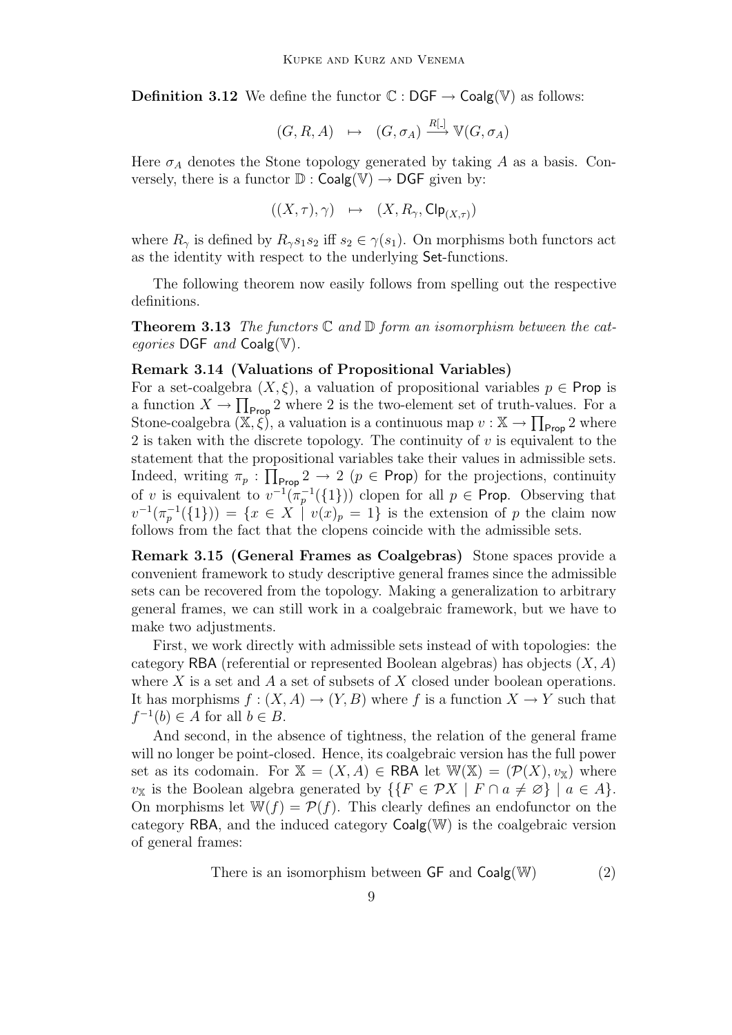**Definition 3.12** We define the functor $\mathbb{C} : \mathsf{DGF} \to \mathsf{Coalg}(\mathbb{V})$ as follows:

$$(G, R, A) \quad \mapsto \quad (G, \sigma_A) \xrightarrow{R[\_]} \mathbb{V}(G, \sigma_A)$$

Here $\sigma_A$ denotes the Stone topology generated by taking $A$ as a basis. Conversely, there is a functor $\mathbb{D} : \mathsf{Coalg}(\mathbb{V}) \to \mathsf{DGF}$ given by:

$$((X, \tau), \gamma) \quad \mapsto \quad (X, R_\gamma, \mathsf{Clp}_{(X,\tau)})$$

where $R_\gamma$ is defined by $R_\gamma s_1 s_2$ iff $s_2 \in \gamma(s_1)$. On morphisms both functors act as the identity with respect to the underlying $\mathsf{Set}$-functions.

The following theorem now easily follows from spelling out the respective definitions.

**Theorem 3.13** *The functors $\mathbb{C}$ and $\mathbb{D}$ form an isomorphism between the categories $\mathsf{DGF}$ and $\mathsf{Coalg}(\mathbb{V})$.*

**Remark 3.14 (Valuations of Propositional Variables)**
For a set-coalgebra $(X, \xi)$, a valuation of propositional variables $p \in \mathsf{Prop}$ is a function $X \to \prod_{\mathsf{Prop}} 2$ where 2 is the two-element set of truth-values. For a Stone-coalgebra $(\mathbb{X}, \xi)$, a valuation is a continuous map $v : \mathbb{X} \to \prod_{\mathsf{Prop}} 2$ where 2 is taken with the discrete topology. The continuity of $v$ is equivalent to the statement that the propositional variables take their values in admissible sets. Indeed, writing $\pi_p : \prod_{\mathsf{Prop}} 2 \to 2$ ($p \in \mathsf{Prop}$) for the projections, continuity of $v$ is equivalent to $v^{-1}(\pi_p^{-1}(\{1\}))$ clopen for all $p \in \mathsf{Prop}$. Observing that $v^{-1}(\pi_p^{-1}(\{1\})) = \{x \in X \mid v(x)_p = 1\}$ is the extension of $p$ the claim now follows from the fact that the clopens coincide with the admissible sets.

**Remark 3.15 (General Frames as Coalgebras)** Stone spaces provide a convenient framework to study descriptive general frames since the admissible sets can be recovered from the topology. Making a generalization to arbitrary general frames, we can still work in a coalgebraic framework, but we have to make two adjustments.

First, we work directly with admissible sets instead of with topologies: the category $\mathsf{RBA}$ (referential or represented Boolean algebras) has objects $(X, A)$ where $X$ is a set and $A$ a set of subsets of $X$ closed under boolean operations. It has morphisms $f : (X, A) \to (Y, B)$ where $f$ is a function $X \to Y$ such that $f^{-1}(b) \in A$ for all $b \in B$.

And second, in the absence of tightness, the relation of the general frame will no longer be point-closed. Hence, its coalgebraic version has the full power set as its codomain. For $\mathbb{X} = (X, A) \in \mathsf{RBA}$ let $\mathbb{W}(\mathbb{X}) = (\mathcal{P}(X), v_{\mathbb{X}})$ where $v_{\mathbb{X}}$ is the Boolean algebra generated by $\{\{F \in \mathcal{P}X \mid F \cap a \neq \varnothing\} \mid a \in A\}$. On morphisms let $\mathbb{W}(f) = \mathcal{P}(f)$. This clearly defines an endofunctor on the category $\mathsf{RBA}$, and the induced category $\mathsf{Coalg}(\mathbb{W})$ is the coalgebraic version of general frames:

$$\text{There is an isomorphism between } \mathsf{GF} \text{ and } \mathsf{Coalg}(\mathbb{W}) \tag{2}$$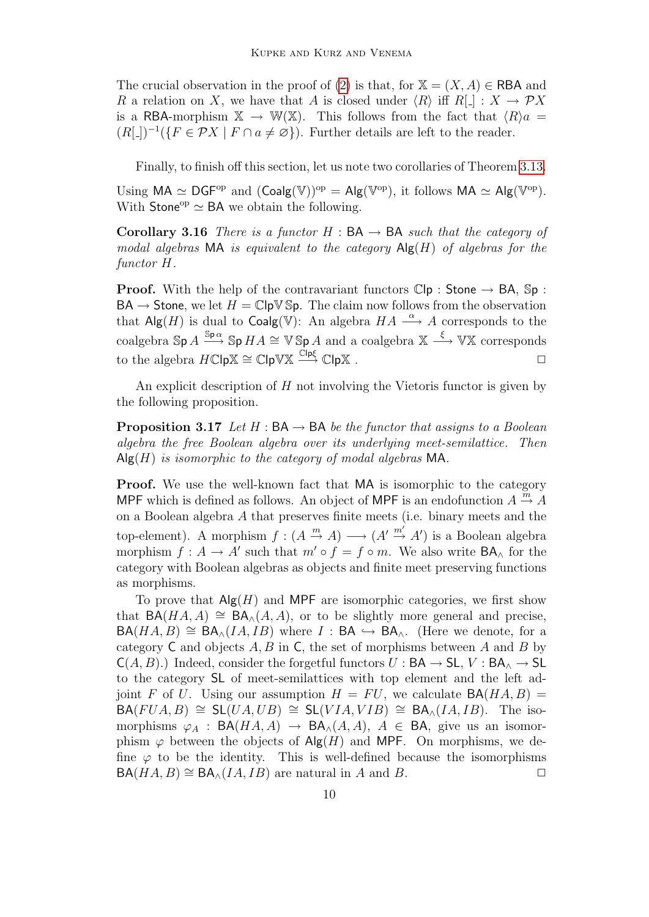The crucial observation in the proof of (2) is that, for $\mathbb{X} = (X, A) \in \mathsf{RBA}$ and $R$ a relation on $X$, we have that $A$ is closed under $\langle R \rangle$ iff $R[\_] : X \to \mathcal{P}X$ is a $\mathsf{RBA}$-morphism $\mathbb{X} \to \mathbb{W}(\mathbb{X})$. This follows from the fact that $\langle R \rangle a = (R[\_])^{-1}(\{F \in \mathcal{P}X \mid F \cap a \neq \varnothing\})$. Further details are left to the reader.

Finally, to finish off this section, let us note two corollaries of Theorem 3.13.

Using $\mathsf{MA} \simeq \mathsf{DGF}^{\mathrm{op}}$ and $(\mathsf{Coalg}(\mathbb{V}))^{\mathrm{op}} = \mathsf{Alg}(\mathbb{V}^{\mathrm{op}})$, it follows $\mathsf{MA} \simeq \mathsf{Alg}(\mathbb{V}^{\mathrm{op}})$. With $\mathsf{Stone}^{\mathrm{op}} \simeq \mathsf{BA}$ we obtain the following.

**Corollary 3.16** *There is a functor $H : \mathsf{BA} \to \mathsf{BA}$ such that the category of modal algebras $\mathsf{MA}$ is equivalent to the category $\mathsf{Alg}(H)$ of algebras for the functor $H$.*

**Proof.** With the help of the contravariant functors $\mathbb{C}\mathsf{lp} : \mathsf{Stone} \to \mathsf{BA}$, $\mathbb{S}\mathsf{p} : \mathsf{BA} \to \mathsf{Stone}$, we let $H = \mathbb{C}\mathsf{lp}\mathbb{V}\mathbb{S}\mathsf{p}$. The claim now follows from the observation that $\mathsf{Alg}(H)$ is dual to $\mathsf{Coalg}(\mathbb{V})$: An algebra $HA \xrightarrow{\alpha} A$ corresponds to the coalgebra $\mathbb{S}\mathsf{p}\, A \xrightarrow{\mathbb{S}\mathsf{p}\,\alpha} \mathbb{S}\mathsf{p}\, HA \cong \mathbb{V}\,\mathbb{S}\mathsf{p}\, A$ and a coalgebra $\mathbb{X} \xrightarrow{\xi} \mathbb{V}\mathbb{X}$ corresponds to the algebra $H\mathbb{C}\mathsf{lp}\mathbb{X} \cong \mathbb{C}\mathsf{lp}\mathbb{V}\mathbb{X} \xrightarrow{\mathbb{C}\mathsf{lp}\xi} \mathbb{C}\mathsf{lp}\mathbb{X}$ . ◻

An explicit description of $H$ not involving the Vietoris functor is given by the following proposition.

**Proposition 3.17** *Let $H : \mathsf{BA} \to \mathsf{BA}$ be the functor that assigns to a Boolean algebra the free Boolean algebra over its underlying meet-semilattice. Then $\mathsf{Alg}(H)$ is isomorphic to the category of modal algebras $\mathsf{MA}$.*

**Proof.** We use the well-known fact that $\mathsf{MA}$ is isomorphic to the category $\mathsf{MPF}$ which is defined as follows. An object of $\mathsf{MPF}$ is an endofunction $A \xrightarrow{m} A$ on a Boolean algebra $A$ that preserves finite meets (i.e. binary meets and the top-element). A morphism $f : (A \xrightarrow{m} A) \longrightarrow (A' \xrightarrow{m'} A')$ is a Boolean algebra morphism $f : A \to A'$ such that $m' \circ f = f \circ m$. We also write $\mathsf{BA}_\wedge$ for the category with Boolean algebras as objects and finite meet preserving functions as morphisms.

To prove that $\mathsf{Alg}(H)$ and $\mathsf{MPF}$ are isomorphic categories, we first show that $\mathsf{BA}(HA, A) \cong \mathsf{BA}_\wedge(A, A)$, or to be slightly more general and precise, $\mathsf{BA}(HA, B) \cong \mathsf{BA}_\wedge(IA, IB)$ where $I : \mathsf{BA} \hookrightarrow \mathsf{BA}_\wedge$. (Here we denote, for a category $\mathsf{C}$ and objects $A, B$ in $\mathsf{C}$, the set of morphisms between $A$ and $B$ by $\mathsf{C}(A, B)$.) Indeed, consider the forgetful functors $U : \mathsf{BA} \to \mathsf{SL}$, $V : \mathsf{BA}_\wedge \to \mathsf{SL}$ to the category $\mathsf{SL}$ of meet-semilattices with top element and the left adjoint $F$ of $U$. Using our assumption $H = FU$, we calculate $\mathsf{BA}(HA, B) = \mathsf{BA}(FUA, B) \cong \mathsf{SL}(UA, UB) \cong \mathsf{SL}(VIA, VIB) \cong \mathsf{BA}_\wedge(IA, IB)$. The isomorphisms $\varphi_A : \mathsf{BA}(HA, A) \to \mathsf{BA}_\wedge(A, A)$, $A \in \mathsf{BA}$, give us an isomorphism $\varphi$ between the objects of $\mathsf{Alg}(H)$ and $\mathsf{MPF}$. On morphisms, we define $\varphi$ to be the identity. This is well-defined because the isomorphisms $\mathsf{BA}(HA, B) \cong \mathsf{BA}_\wedge(IA, IB)$ are natural in $A$ and $B$. ◻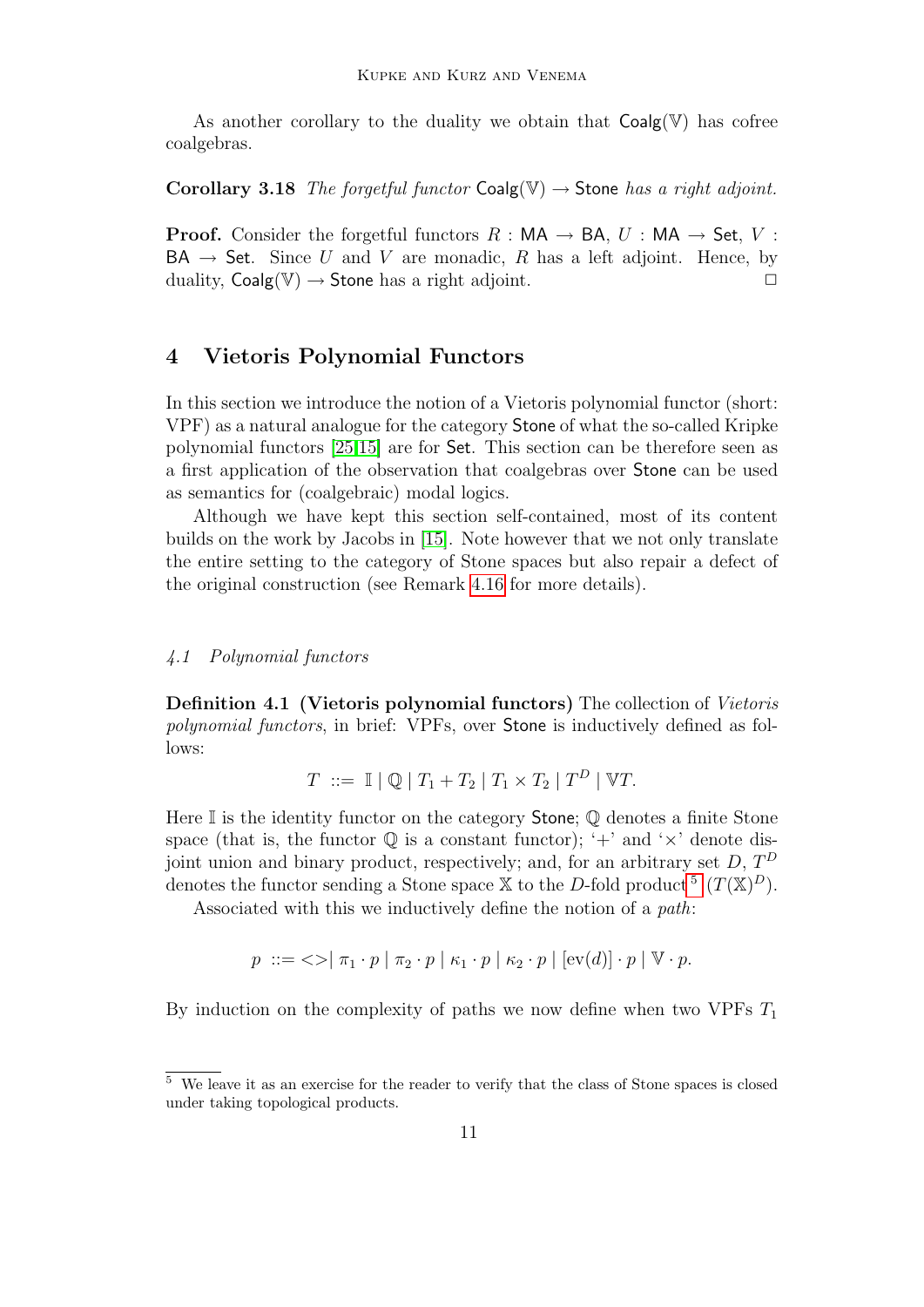As another corollary to the duality we obtain that $\mathsf{Coalg}(\mathbb{V})$ has cofree coalgebras.

**Corollary 3.18** *The forgetful functor* $\mathsf{Coalg}(\mathbb{V}) \to \mathsf{Stone}$ *has a right adjoint.*

**Proof.** Consider the forgetful functors $R : \mathsf{MA} \to \mathsf{BA}$, $U : \mathsf{MA} \to \mathsf{Set}$, $V : \mathsf{BA} \to \mathsf{Set}$. Since $U$ and $V$ are monadic, $R$ has a left adjoint. Hence, by duality, $\mathsf{Coalg}(\mathbb{V}) \to \mathsf{Stone}$ has a right adjoint. □

## 4 Vietoris Polynomial Functors

In this section we introduce the notion of a Vietoris polynomial functor (short: VPF) as a natural analogue for the category $\mathsf{Stone}$ of what the so-called Kripke polynomial functors [25,15] are for $\mathsf{Set}$. This section can be therefore seen as a first application of the observation that coalgebras over $\mathsf{Stone}$ can be used as semantics for (coalgebraic) modal logics.

Although we have kept this section self-contained, most of its content builds on the work by Jacobs in [15]. Note however that we not only translate the entire setting to the category of Stone spaces but also repair a defect of the original construction (see Remark 4.16 for more details).

### *4.1 Polynomial functors*

**Definition 4.1 (Vietoris polynomial functors)** The collection of *Vietoris polynomial functors*, in brief: VPFs, over $\mathsf{Stone}$ is inductively defined as follows:

$$T \ ::= \ \mathbb{I} \mid \mathbb{Q} \mid T_1 + T_2 \mid T_1 \times T_2 \mid T^D \mid \mathbb{V}T.$$

Here $\mathbb{I}$ is the identity functor on the category $\mathsf{Stone}$; $\mathbb{Q}$ denotes a finite Stone space (that is, the functor $\mathbb{Q}$ is a constant functor); '$+$' and '$\times$' denote disjoint union and binary product, respectively; and, for an arbitrary set $D$, $T^D$ denotes the functor sending a Stone space $\mathbb{X}$ to the $D$-fold product[5] $(T(\mathbb{X})^D)$.

Associated with this we inductively define the notion of a *path*:

$$p \ ::= <> \mid \pi_1 \cdot p \mid \pi_2 \cdot p \mid \kappa_1 \cdot p \mid \kappa_2 \cdot p \mid [\mathrm{ev}(d)] \cdot p \mid \mathbb{V} \cdot p.$$

By induction on the complexity of paths we now define when two VPFs $T_1$

[5] We leave it as an exercise for the reader to verify that the class of Stone spaces is closed under taking topological products.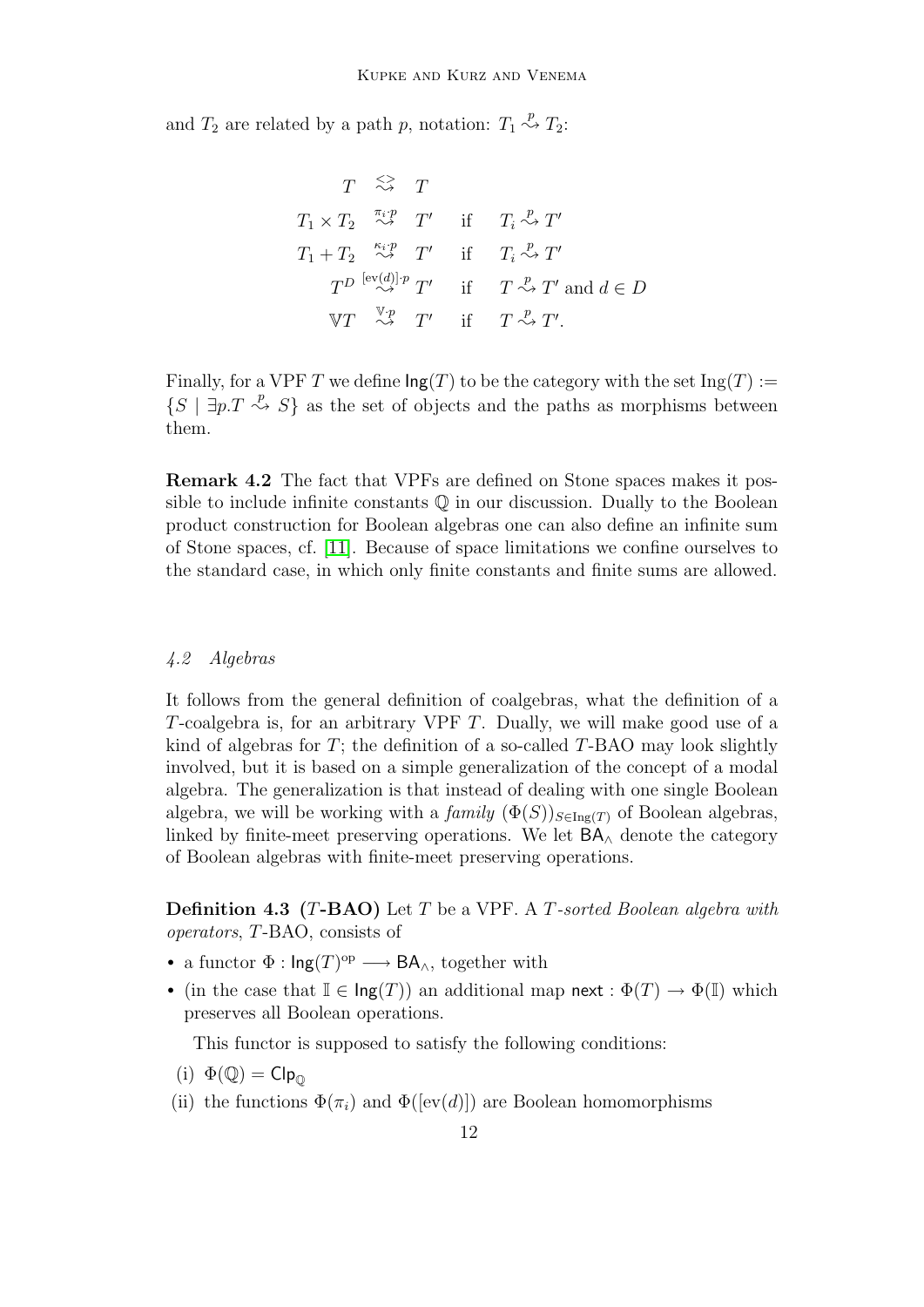and $T_2$ are related by a path $p$, notation: $T_1 \overset{p}{\rightsquigarrow} T_2$:

$$
\begin{array}{rcll}
T & \overset{<>}{\rightsquigarrow} & T & \\
T_1 \times T_2 & \overset{\pi_i \cdot p}{\rightsquigarrow} & T' & \text{if} \quad T_i \overset{p}{\rightsquigarrow} T' \\
T_1 + T_2 & \overset{\kappa_i \cdot p}{\rightsquigarrow} & T' & \text{if} \quad T_i \overset{p}{\rightsquigarrow} T' \\
T^D & \overset{[\mathrm{ev}(d)] \cdot p}{\rightsquigarrow} & T' & \text{if} \quad T \overset{p}{\rightsquigarrow} T' \text{ and } d \in D \\
\mathbb{V}T & \overset{\mathbb{V} \cdot p}{\rightsquigarrow} & T' & \text{if} \quad T \overset{p}{\rightsquigarrow} T'.
\end{array}
$$

Finally, for a VPF $T$ we define $\mathsf{Ing}(T)$ to be the category with the set $\mathrm{Ing}(T) := \{S \mid \exists p. T \overset{p}{\rightsquigarrow} S\}$ as the set of objects and the paths as morphisms between them.

**Remark 4.2** The fact that VPFs are defined on Stone spaces makes it possible to include infinite constants $\mathbb{Q}$ in our discussion. Dually to the Boolean product construction for Boolean algebras one can also define an infinite sum of Stone spaces, cf. [11]. Because of space limitations we confine ourselves to the standard case, in which only finite constants and finite sums are allowed.

### *4.2 Algebras*

It follows from the general definition of coalgebras, what the definition of a $T$-coalgebra is, for an arbitrary VPF $T$. Dually, we will make good use of a kind of algebras for $T$; the definition of a so-called $T$-BAO may look slightly involved, but it is based on a simple generalization of the concept of a modal algebra. The generalization is that instead of dealing with one single Boolean algebra, we will be working with a *family* $(\Phi(S))_{S \in \mathrm{Ing}(T)}$ of Boolean algebras, linked by finite-meet preserving operations. We let $\mathsf{BA}_\wedge$ denote the category of Boolean algebras with finite-meet preserving operations.

**Definition 4.3 ($T$-BAO)** Let $T$ be a VPF. A *$T$-sorted Boolean algebra with operators*, $T$-BAO, consists of

- a functor $\Phi : \mathsf{Ing}(T)^{\mathrm{op}} \longrightarrow \mathsf{BA}_\wedge$, together with
- (in the case that $\mathbb{I} \in \mathsf{Ing}(T)$) an additional map $\mathsf{next} : \Phi(T) \to \Phi(\mathbb{I})$ which preserves all Boolean operations.

  This functor is supposed to satisfy the following conditions:

(i) $\Phi(\mathbb{Q}) = \mathsf{Clp}_\mathbb{Q}$

(ii) the functions $\Phi(\pi_i)$ and $\Phi([\mathrm{ev}(d)])$ are Boolean homomorphisms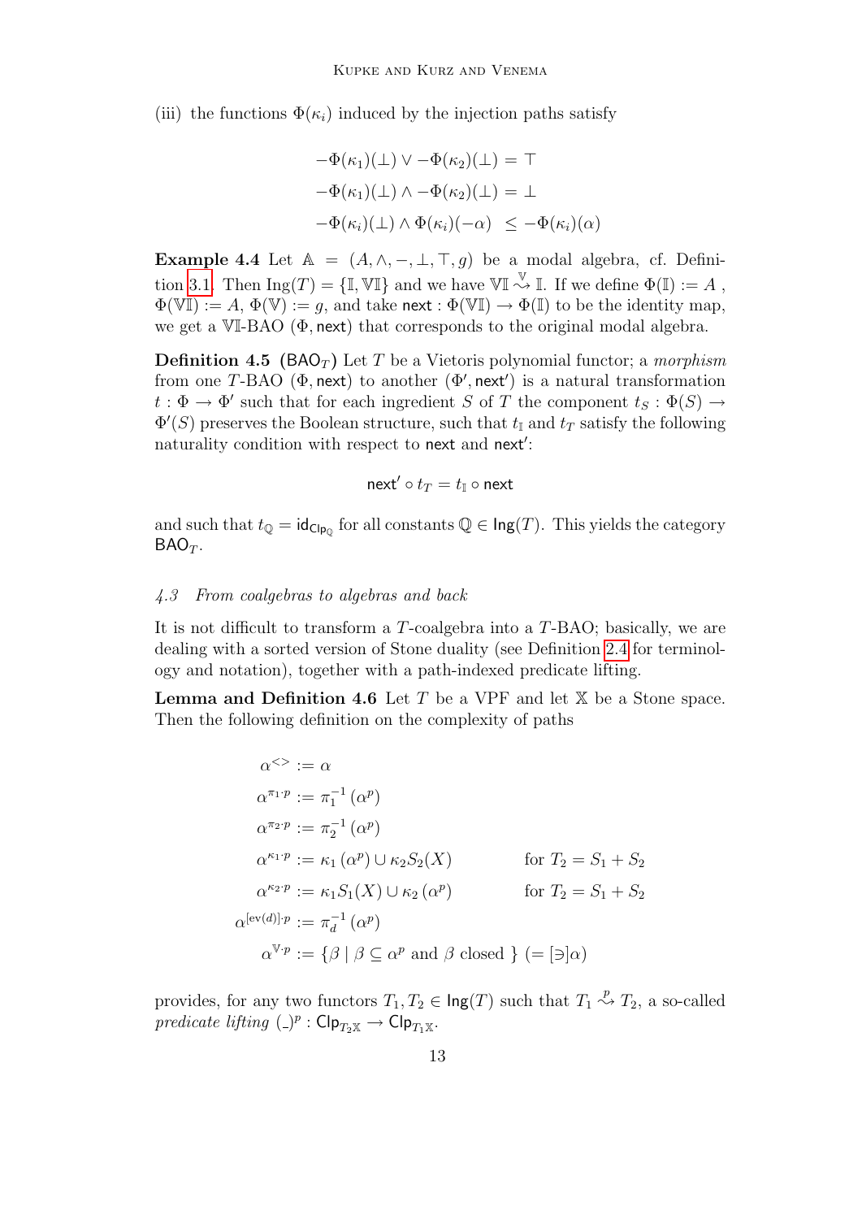(iii) the functions $\Phi(\kappa_i)$ induced by the injection paths satisfy

$$
\begin{aligned}
-\Phi(\kappa_1)(\bot) \vee -\Phi(\kappa_2)(\bot) &= \top \\
-\Phi(\kappa_1)(\bot) \wedge -\Phi(\kappa_2)(\bot) &= \bot \\
-\Phi(\kappa_i)(\bot) \wedge \Phi(\kappa_i)(-\alpha) &\leq -\Phi(\kappa_i)(\alpha)
\end{aligned}
$$

**Example 4.4** Let $\mathbb{A} = (A, \wedge, -, \bot, \top, g)$ be a modal algebra, cf. Definition 3.1. Then $\text{Ing}(T) = \{\mathbb{I}, \mathbb{VI}\}$ and we have $\mathbb{VI} \stackrel{\mathbb{V}}{\rightsquigarrow} \mathbb{I}$. If we define $\Phi(\mathbb{I}) := A$, $\Phi(\mathbb{VI}) := A$, $\Phi(\mathbb{V}) := g$, and take $\mathsf{next} : \Phi(\mathbb{VI}) \to \Phi(\mathbb{I})$ to be the identity map, we get a $\mathbb{VI}$-BAO $(\Phi, \mathsf{next})$ that corresponds to the original modal algebra.

**Definition 4.5** ($\mathsf{BAO}_T$) Let $T$ be a Vietoris polynomial functor; a *morphism* from one $T$-BAO $(\Phi, \mathsf{next})$ to another $(\Phi', \mathsf{next}')$ is a natural transformation $t : \Phi \to \Phi'$ such that for each ingredient $S$ of $T$ the component $t_S : \Phi(S) \to \Phi'(S)$ preserves the Boolean structure, such that $t_{\mathbb{I}}$ and $t_T$ satisfy the following naturality condition with respect to $\mathsf{next}$ and $\mathsf{next}'$:

$$\mathsf{next}' \circ t_T = t_{\mathbb{I}} \circ \mathsf{next}$$

and such that $t_{\mathbb{Q}} = \mathsf{id}_{\mathsf{Clp}_{\mathbb{Q}}}$ for all constants $\mathbb{Q} \in \mathsf{Ing}(T)$. This yields the category $\mathsf{BAO}_T$.

### *4.3 From coalgebras to algebras and back*

It is not difficult to transform a $T$-coalgebra into a $T$-BAO; basically, we are dealing with a sorted version of Stone duality (see Definition 2.4 for terminology and notation), together with a path-indexed predicate lifting.

**Lemma and Definition 4.6** Let $T$ be a VPF and let $\mathbb{X}$ be a Stone space. Then the following definition on the complexity of paths

$$
\begin{aligned}
\alpha^{<>} &:= \alpha \\
\alpha^{\pi_1 \cdot p} &:= \pi_1^{-1}(\alpha^p) \\
\alpha^{\pi_2 \cdot p} &:= \pi_2^{-1}(\alpha^p) \\
\alpha^{\kappa_1 \cdot p} &:= \kappa_1(\alpha^p) \cup \kappa_2 S_2(X) && \text{for } T_2 = S_1 + S_2 \\
\alpha^{\kappa_2 \cdot p} &:= \kappa_1 S_1(X) \cup \kappa_2(\alpha^p) && \text{for } T_2 = S_1 + S_2 \\
\alpha^{[\mathrm{ev}(d)] \cdot p} &:= \pi_d^{-1}(\alpha^p) \\
\alpha^{\mathbb{V} \cdot p} &:= \{\beta \mid \beta \subseteq \alpha^p \text{ and } \beta \text{ closed }\} \ (= [\ni]\alpha)
\end{aligned}
$$

provides, for any two functors $T_1, T_2 \in \mathsf{Ing}(T)$ such that $T_1 \stackrel{p}{\rightsquigarrow} T_2$, a so-called *predicate lifting* $(\_)^p : \mathsf{Clp}_{T_2\mathbb{X}} \to \mathsf{Clp}_{T_1\mathbb{X}}$.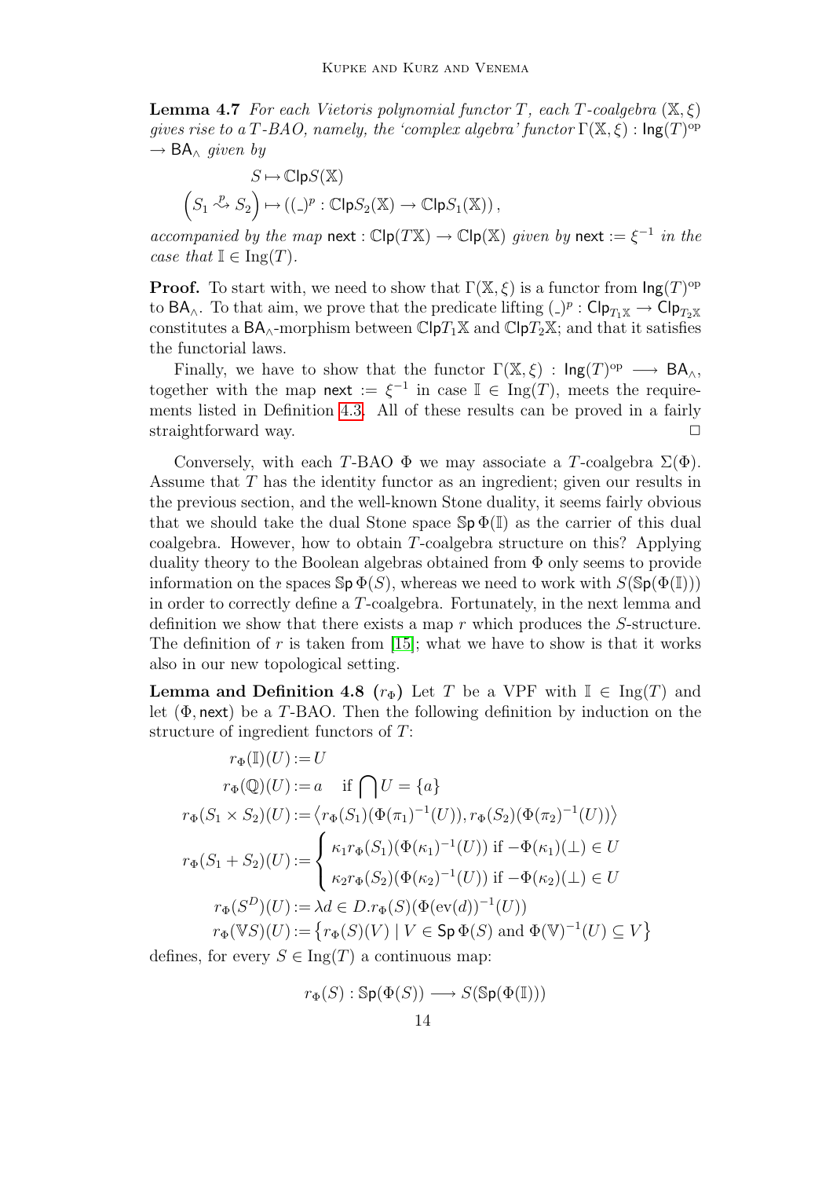**Lemma 4.7** *For each Vietoris polynomial functor $T$, each $T$-coalgebra $(\mathbb{X}, \xi)$ gives rise to a $T$-BAO, namely, the 'complex algebra' functor $\Gamma(\mathbb{X}, \xi) : \mathsf{Ing}(T)^{\mathrm{op}} \to \mathsf{BA}_\wedge$ given by*

$$S \mapsto \mathbb{C}\mathsf{lp} S(\mathbb{X})$$

$$\left(S_1 \overset{p}{\rightsquigarrow} S_2\right) \mapsto \left((\_)^p : \mathbb{C}\mathsf{lp} S_2(\mathbb{X}) \to \mathbb{C}\mathsf{lp} S_1(\mathbb{X})\right),$$

*accompanied by the map $\mathsf{next} : \mathbb{C}\mathsf{lp}(T\mathbb{X}) \to \mathbb{C}\mathsf{lp}(\mathbb{X})$ given by $\mathsf{next} := \xi^{-1}$ in the case that $\mathbb{I} \in \mathrm{Ing}(T)$.*

**Proof.** To start with, we need to show that $\Gamma(\mathbb{X}, \xi)$ is a functor from $\mathsf{Ing}(T)^{\mathrm{op}}$ to $\mathsf{BA}_\wedge$. To that aim, we prove that the predicate lifting $(\_)^p : \mathsf{Clp}_{T_1\mathbb{X}} \to \mathsf{Clp}_{T_2\mathbb{X}}$ constitutes a $\mathsf{BA}_\wedge$-morphism between $\mathbb{C}\mathsf{lp}T_1\mathbb{X}$ and $\mathbb{C}\mathsf{lp}T_2\mathbb{X}$; and that it satisfies the functorial laws.

Finally, we have to show that the functor $\Gamma(\mathbb{X}, \xi) : \mathsf{Ing}(T)^{\mathrm{op}} \longrightarrow \mathsf{BA}_\wedge$, together with the map $\mathsf{next} := \xi^{-1}$ in case $\mathbb{I} \in \mathrm{Ing}(T)$, meets the requirements listed in Definition 4.3. All of these results can be proved in a fairly straightforward way. $\Box$

Conversely, with each $T$-BAO $\Phi$ we may associate a $T$-coalgebra $\Sigma(\Phi)$. Assume that $T$ has the identity functor as an ingredient; given our results in the previous section, and the well-known Stone duality, it seems fairly obvious that we should take the dual Stone space $\mathbb{S}\mathsf{p}\,\Phi(\mathbb{I})$ as the carrier of this dual coalgebra. However, how to obtain $T$-coalgebra structure on this? Applying duality theory to the Boolean algebras obtained from $\Phi$ only seems to provide information on the spaces $\mathbb{S}\mathsf{p}\,\Phi(S)$, whereas we need to work with $S(\mathbb{S}\mathsf{p}(\Phi(\mathbb{I})))$ in order to correctly define a $T$-coalgebra. Fortunately, in the next lemma and definition we show that there exists a map $r$ which produces the $S$-structure. The definition of $r$ is taken from [15]; what we have to show is that it works also in our new topological setting.

**Lemma and Definition 4.8** **($r_\Phi$)** Let $T$ be a VPF with $\mathbb{I} \in \mathrm{Ing}(T)$ and let $(\Phi, \mathsf{next})$ be a $T$-BAO. Then the following definition by induction on the structure of ingredient functors of $T$:

$$
\begin{aligned}
r_\Phi(\mathbb{I})(U) &:= U \\
r_\Phi(\mathbb{Q})(U) &:= a \quad \text{if } \bigcap U = \{a\} \\
r_\Phi(S_1 \times S_2)(U) &:= \left\langle r_\Phi(S_1)(\Phi(\pi_1)^{-1}(U)), r_\Phi(S_2)(\Phi(\pi_2)^{-1}(U))\right\rangle \\
r_\Phi(S_1 + S_2)(U) &:= \begin{cases} \kappa_1 r_\Phi(S_1)(\Phi(\kappa_1)^{-1}(U)) \text{ if } -\Phi(\kappa_1)(\bot) \in U \\ \kappa_2 r_\Phi(S_2)(\Phi(\kappa_2)^{-1}(U)) \text{ if } -\Phi(\kappa_2)(\bot) \in U \end{cases} \\
r_\Phi(S^D)(U) &:= \lambda d \in D. r_\Phi(S)(\Phi(\mathrm{ev}(d))^{-1}(U)) \\
r_\Phi(\mathbb{V}S)(U) &:= \left\{ r_\Phi(S)(V) \mid V \in \mathsf{Sp}\,\Phi(S) \text{ and } \Phi(\mathbb{V})^{-1}(U) \subseteq V \right\}
\end{aligned}
$$

defines, for every $S \in \mathrm{Ing}(T)$ a continuous map:

$$r_\Phi(S) : \mathbb{S}\mathsf{p}(\Phi(S)) \longrightarrow S(\mathbb{S}\mathsf{p}(\Phi(\mathbb{I})))$$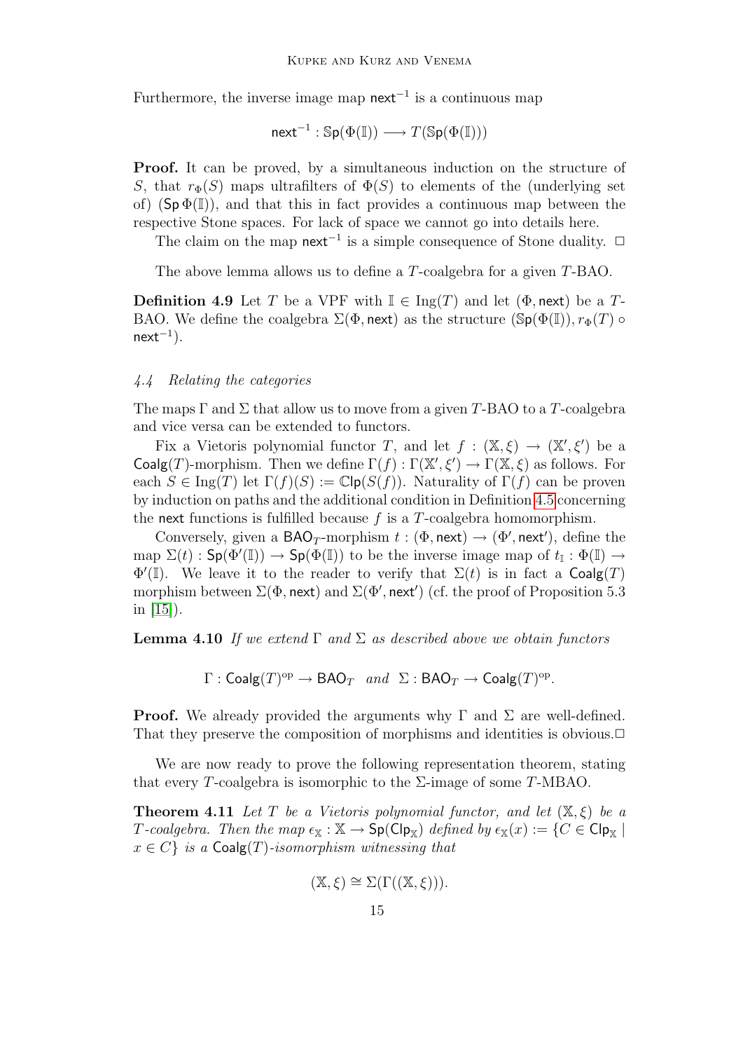Furthermore, the inverse image map $\mathsf{next}^{-1}$ is a continuous map

$$\mathsf{next}^{-1} : \mathbb{S}\mathsf{p}(\Phi(\mathbb{I})) \longrightarrow T(\mathbb{S}\mathsf{p}(\Phi(\mathbb{I})))$$

**Proof.** It can be proved, by a simultaneous induction on the structure of $S$, that $r_\Phi(S)$ maps ultrafilters of $\Phi(S)$ to elements of the (underlying set of) $(\mathsf{Sp}\,\Phi(\mathbb{I}))$, and that this in fact provides a continuous map between the respective Stone spaces. For lack of space we cannot go into details here.

The claim on the map $\mathsf{next}^{-1}$ is a simple consequence of Stone duality. □

The above lemma allows us to define a $T$-coalgebra for a given $T$-BAO.

**Definition 4.9** Let $T$ be a VPF with $\mathbb{I} \in \mathrm{Ing}(T)$ and let $(\Phi, \mathsf{next})$ be a $T$-BAO. We define the coalgebra $\Sigma(\Phi, \mathsf{next})$ as the structure $(\mathbb{S}\mathsf{p}(\Phi(\mathbb{I})), r_\Phi(T) \circ \mathsf{next}^{-1})$.

### *4.4 Relating the categories*

The maps $\Gamma$ and $\Sigma$ that allow us to move from a given $T$-BAO to a $T$-coalgebra and vice versa can be extended to functors.

Fix a Vietoris polynomial functor $T$, and let $f : (\mathbb{X}, \xi) \to (\mathbb{X}', \xi')$ be a $\mathsf{Coalg}(T)$-morphism. Then we define $\Gamma(f) : \Gamma(\mathbb{X}', \xi') \to \Gamma(\mathbb{X}, \xi)$ as follows. For each $S \in \mathrm{Ing}(T)$ let $\Gamma(f)(S) := \mathbb{C}\mathsf{lp}(S(f))$. Naturality of $\Gamma(f)$ can be proven by induction on paths and the additional condition in Definition 4.5 concerning the $\mathsf{next}$ functions is fulfilled because $f$ is a $T$-coalgebra homomorphism.

Conversely, given a $\mathsf{BAO}_T$-morphism $t : (\Phi, \mathsf{next}) \to (\Phi', \mathsf{next}')$, define the map $\Sigma(t) : \mathsf{Sp}(\Phi'(\mathbb{I})) \to \mathsf{Sp}(\Phi(\mathbb{I}))$ to be the inverse image map of $t_\mathbb{I} : \Phi(\mathbb{I}) \to \Phi'(\mathbb{I})$. We leave it to the reader to verify that $\Sigma(t)$ is in fact a $\mathsf{Coalg}(T)$ morphism between $\Sigma(\Phi, \mathsf{next})$ and $\Sigma(\Phi', \mathsf{next}')$ (cf. the proof of Proposition 5.3 in [15]).

**Lemma 4.10** *If we extend $\Gamma$ and $\Sigma$ as described above we obtain functors*

$$\Gamma : \mathsf{Coalg}(T)^{\mathrm{op}} \to \mathsf{BAO}_T \quad \textit{and} \quad \Sigma : \mathsf{BAO}_T \to \mathsf{Coalg}(T)^{\mathrm{op}}.$$

**Proof.** We already provided the arguments why $\Gamma$ and $\Sigma$ are well-defined. That they preserve the composition of morphisms and identities is obvious. □

We are now ready to prove the following representation theorem, stating that every $T$-coalgebra is isomorphic to the $\Sigma$-image of some $T$-MBAO.

**Theorem 4.11** *Let $T$ be a Vietoris polynomial functor, and let $(\mathbb{X}, \xi)$ be a $T$-coalgebra. Then the map $\epsilon_\mathbb{X} : \mathbb{X} \to \mathsf{Sp}(\mathsf{Clp}_\mathbb{X})$ defined by $\epsilon_\mathbb{X}(x) := \{C \in \mathsf{Clp}_\mathbb{X} \mid x \in C\}$ is a $\mathsf{Coalg}(T)$-isomorphism witnessing that*

$$(\mathbb{X}, \xi) \cong \Sigma(\Gamma((\mathbb{X}, \xi))).$$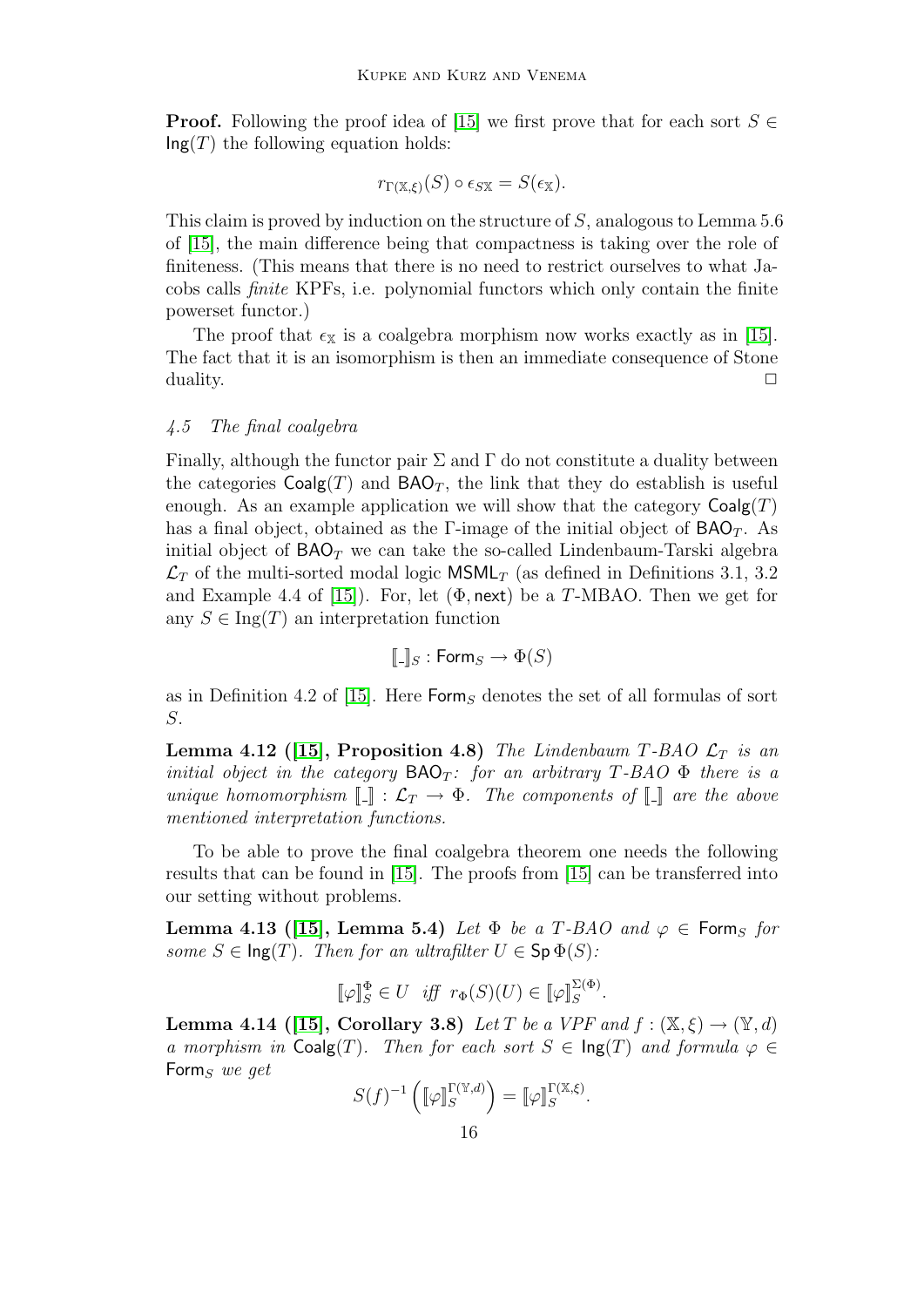**Proof.** Following the proof idea of [15] we first prove that for each sort $S \in \mathsf{Ing}(T)$ the following equation holds:

$$r_{\Gamma(\mathbb{X},\xi)}(S) \circ \epsilon_{S\mathbb{X}} = S(\epsilon_{\mathbb{X}}).$$

This claim is proved by induction on the structure of $S$, analogous to Lemma 5.6 of [15], the main difference being that compactness is taking over the role of finiteness. (This means that there is no need to restrict ourselves to what Jacobs calls *finite* KPFs, i.e. polynomial functors which only contain the finite powerset functor.)

The proof that $\epsilon_{\mathbb{X}}$ is a coalgebra morphism now works exactly as in [15]. The fact that it is an isomorphism is then an immediate consequence of Stone duality. $\square$

### *4.5 The final coalgebra*

Finally, although the functor pair $\Sigma$ and $\Gamma$ do not constitute a duality between the categories $\mathsf{Coalg}(T)$ and $\mathsf{BAO}_T$, the link that they do establish is useful enough. As an example application we will show that the category $\mathsf{Coalg}(T)$ has a final object, obtained as the $\Gamma$-image of the initial object of $\mathsf{BAO}_T$. As initial object of $\mathsf{BAO}_T$ we can take the so-called Lindenbaum-Tarski algebra $\mathcal{L}_T$ of the multi-sorted modal logic $\mathsf{MSML}_T$ (as defined in Definitions 3.1, 3.2 and Example 4.4 of [15]). For, let $(\Phi, \mathsf{next})$ be a $T$-MBAO. Then we get for any $S \in \mathrm{Ing}(T)$ an interpretation function

$$[\![\_]\!]_S : \mathsf{Form}_S \to \Phi(S)$$

as in Definition 4.2 of [15]. Here $\mathsf{Form}_S$ denotes the set of all formulas of sort $S$.

**Lemma 4.12 ([15], Proposition 4.8)** *The Lindenbaum $T$-BAO $\mathcal{L}_T$ is an initial object in the category $\mathsf{BAO}_T$: for an arbitrary $T$-BAO $\Phi$ there is a unique homomorphism $[\![\_]\!] : \mathcal{L}_T \to \Phi$. The components of $[\![\_]\!]$ are the above mentioned interpretation functions.*

To be able to prove the final coalgebra theorem one needs the following results that can be found in [15]. The proofs from [15] can be transferred into our setting without problems.

**Lemma 4.13 ([15], Lemma 5.4)** *Let $\Phi$ be a $T$-BAO and $\varphi \in \mathsf{Form}_S$ for some $S \in \mathsf{Ing}(T)$. Then for an ultrafilter $U \in \mathsf{Sp}\,\Phi(S)$:*

$$[\![\varphi]\!]^{\Phi}_S \in U \quad \textit{iff} \quad r_{\Phi}(S)(U) \in [\![\varphi]\!]^{\Sigma(\Phi)}_S.$$

**Lemma 4.14 ([15], Corollary 3.8)** *Let $T$ be a VPF and $f : (\mathbb{X}, \xi) \to (\mathbb{Y}, d)$ a morphism in $\mathsf{Coalg}(T)$. Then for each sort $S \in \mathsf{Ing}(T)$ and formula $\varphi \in \mathsf{Form}_S$ we get*

$$S(f)^{-1}\left([\![\varphi]\!]^{\Gamma(\mathbb{Y},d)}_S\right) = [\![\varphi]\!]^{\Gamma(\mathbb{X},\xi)}_S.$$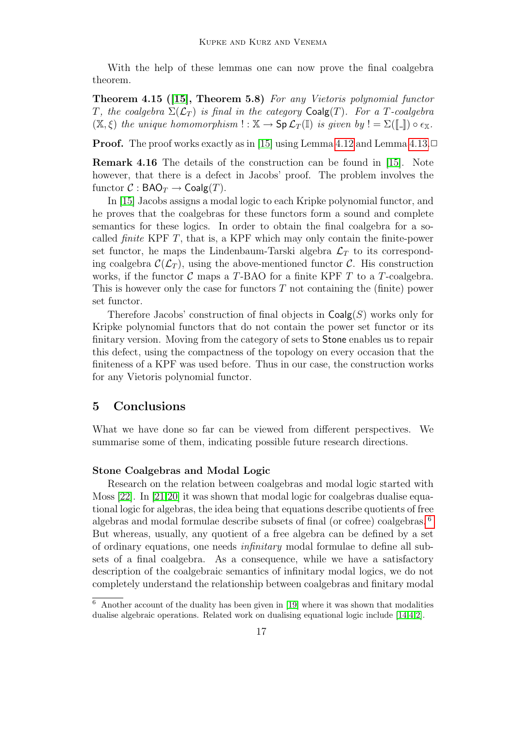With the help of these lemmas one can now prove the final coalgebra theorem.

**Theorem 4.15 ([15], Theorem 5.8)** *For any Vietoris polynomial functor $T$, the coalgebra $\Sigma(\mathcal{L}_T)$ is final in the category $\mathsf{Coalg}(T)$. For a $T$-coalgebra $(\mathbb{X}, \xi)$ the unique homomorphism $! : \mathbb{X} \to \mathsf{Sp}\,\mathcal{L}_T(\mathbb{I})$ is given by $! = \Sigma([\![\_]\!]) \circ \epsilon_{\mathbb{X}}$.*

**Proof.** The proof works exactly as in [15] using Lemma 4.12 and Lemma 4.13. □

**Remark 4.16** The details of the construction can be found in [15]. Note however, that there is a defect in Jacobs' proof. The problem involves the functor $\mathcal{C} : \mathsf{BAO}_T \to \mathsf{Coalg}(T)$.

In [15] Jacobs assigns a modal logic to each Kripke polynomial functor, and he proves that the coalgebras for these functors form a sound and complete semantics for these logics. In order to obtain the final coalgebra for a so-called *finite* KPF $T$, that is, a KPF which may only contain the finite-power set functor, he maps the Lindenbaum-Tarski algebra $\mathcal{L}_T$ to its corresponding coalgebra $\mathcal{C}(\mathcal{L}_T)$, using the above-mentioned functor $\mathcal{C}$. His construction works, if the functor $\mathcal{C}$ maps a $T$-BAO for a finite KPF $T$ to a $T$-coalgebra. This is however only the case for functors $T$ not containing the (finite) power set functor.

Therefore Jacobs' construction of final objects in $\mathsf{Coalg}(S)$ works only for Kripke polynomial functors that do not contain the power set functor or its finitary version. Moving from the category of sets to $\mathsf{Stone}$ enables us to repair this defect, using the compactness of the topology on every occasion that the finiteness of a KPF was used before. Thus in our case, the construction works for any Vietoris polynomial functor.

## 5 Conclusions

What we have done so far can be viewed from different perspectives. We summarise some of them, indicating possible future research directions.

### Stone Coalgebras and Modal Logic

Research on the relation between coalgebras and modal logic started with Moss [22]. In [21,20] it was shown that modal logic for coalgebras dualise equational logic for algebras, the idea being that equations describe quotients of free algebras and modal formulae describe subsets of final (or cofree) coalgebras.[6] But whereas, usually, any quotient of a free algebra can be defined by a set of ordinary equations, one needs *infinitary* modal formulae to define all subsets of a final coalgebra. As a consequence, while we have a satisfactory description of the coalgebraic semantics of infinitary modal logics, we do not completely understand the relationship between coalgebras and finitary modal

[6] Another account of the duality has been given in [19] where it was shown that modalities dualise algebraic operations. Related work on dualising equational logic include [14,4,2].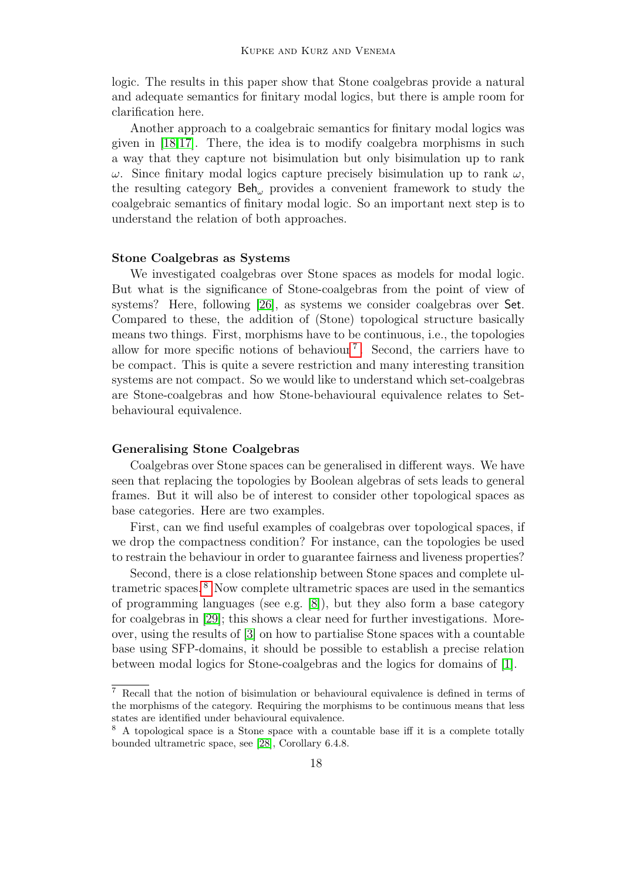logic. The results in this paper show that Stone coalgebras provide a natural and adequate semantics for finitary modal logics, but there is ample room for clarification here.

Another approach to a coalgebraic semantics for finitary modal logics was given in [18,17]. There, the idea is to modify coalgebra morphisms in such a way that they capture not bisimulation but only bisimulation up to rank $\omega$. Since finitary modal logics capture precisely bisimulation up to rank $\omega$, the resulting category $\mathsf{Beh}_\omega$ provides a convenient framework to study the coalgebraic semantics of finitary modal logic. So an important next step is to understand the relation of both approaches.

**Stone Coalgebras as Systems**

We investigated coalgebras over Stone spaces as models for modal logic. But what is the significance of Stone-coalgebras from the point of view of systems? Here, following [26], as systems we consider coalgebras over $\mathsf{Set}$. Compared to these, the addition of (Stone) topological structure basically means two things. First, morphisms have to be continuous, i.e., the topologies allow for more specific notions of behaviour [7]. Second, the carriers have to be compact. This is quite a severe restriction and many interesting transition systems are not compact. So we would like to understand which set-coalgebras are Stone-coalgebras and how Stone-behavioural equivalence relates to Set-behavioural equivalence.

**Generalising Stone Coalgebras**

Coalgebras over Stone spaces can be generalised in different ways. We have seen that replacing the topologies by Boolean algebras of sets leads to general frames. But it will also be of interest to consider other topological spaces as base categories. Here are two examples.

First, can we find useful examples of coalgebras over topological spaces, if we drop the compactness condition? For instance, can the topologies be used to restrain the behaviour in order to guarantee fairness and liveness properties?

Second, there is a close relationship between Stone spaces and complete ultrametric spaces.[8] Now complete ultrametric spaces are used in the semantics of programming languages (see e.g. [8]), but they also form a base category for coalgebras in [29]; this shows a clear need for further investigations. Moreover, using the results of [3] on how to partialise Stone spaces with a countable base using SFP-domains, it should be possible to establish a precise relation between modal logics for Stone-coalgebras and the logics for domains of [1].

---

[7] Recall that the notion of bisimulation or behavioural equivalence is defined in terms of the morphisms of the category. Requiring the morphisms to be continuous means that less states are identified under behavioural equivalence.

[8] A topological space is a Stone space with a countable base iff it is a complete totally bounded ultrametric space, see [28], Corollary 6.4.8.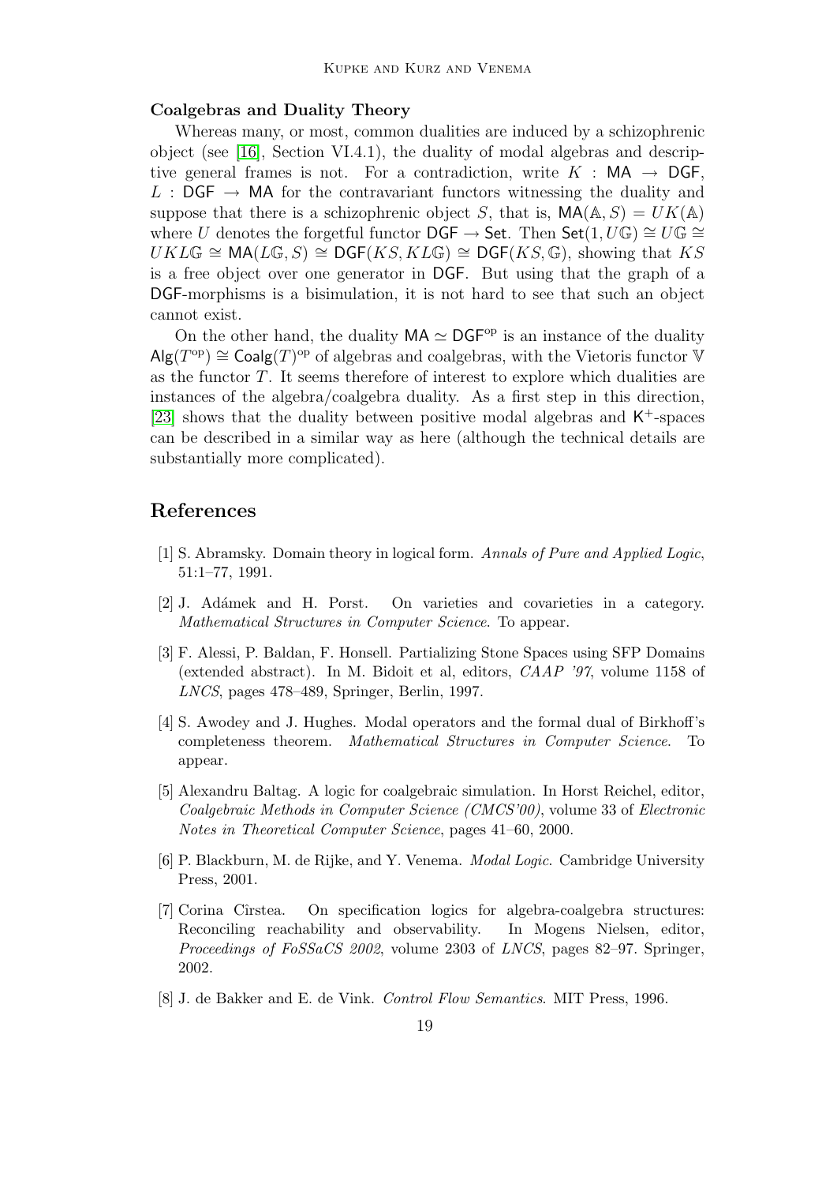**Coalgebras and Duality Theory**

Whereas many, or most, common dualities are induced by a schizophrenic object (see [16], Section VI.4.1), the duality of modal algebras and descriptive general frames is not. For a contradiction, write $K : \mathsf{MA} \to \mathsf{DGF}$, $L : \mathsf{DGF} \to \mathsf{MA}$ for the contravariant functors witnessing the duality and suppose that there is a schizophrenic object $S$, that is, $\mathsf{MA}(\mathbb{A}, S) = UK(\mathbb{A})$ where $U$ denotes the forgetful functor $\mathsf{DGF} \to \mathsf{Set}$. Then $\mathsf{Set}(1, U\mathbb{G}) \cong U\mathbb{G} \cong UKL\mathbb{G} \cong \mathsf{MA}(L\mathbb{G}, S) \cong \mathsf{DGF}(KS, KL\mathbb{G}) \cong \mathsf{DGF}(KS, \mathbb{G})$, showing that $KS$ is a free object over one generator in $\mathsf{DGF}$. But using that the graph of a $\mathsf{DGF}$-morphisms is a bisimulation, it is not hard to see that such an object cannot exist.

On the other hand, the duality $\mathsf{MA} \simeq \mathsf{DGF}^{\mathrm{op}}$ is an instance of the duality $\mathsf{Alg}(T^{\mathrm{op}}) \cong \mathsf{Coalg}(T)^{\mathrm{op}}$ of algebras and coalgebras, with the Vietoris functor $\mathbb{V}$ as the functor $T$. It seems therefore of interest to explore which dualities are instances of the algebra/coalgebra duality. As a first step in this direction, [23] shows that the duality between positive modal algebras and $\mathsf{K}^{+}$-spaces can be described in a similar way as here (although the technical details are substantially more complicated).

# References

[1] S. Abramsky. Domain theory in logical form. *Annals of Pure and Applied Logic*, 51:1–77, 1991.

[2] J. Adámek and H. Porst. On varieties and covarieties in a category. *Mathematical Structures in Computer Science*. To appear.

[3] F. Alessi, P. Baldan, F. Honsell. Partializing Stone Spaces using SFP Domains (extended abstract). In M. Bidoit et al, editors, *CAAP '97*, volume 1158 of *LNCS*, pages 478–489, Springer, Berlin, 1997.

[4] S. Awodey and J. Hughes. Modal operators and the formal dual of Birkhoff's completeness theorem. *Mathematical Structures in Computer Science*. To appear.

[5] Alexandru Baltag. A logic for coalgebraic simulation. In Horst Reichel, editor, *Coalgebraic Methods in Computer Science (CMCS'00)*, volume 33 of *Electronic Notes in Theoretical Computer Science*, pages 41–60, 2000.

[6] P. Blackburn, M. de Rijke, and Y. Venema. *Modal Logic*. Cambridge University Press, 2001.

[7] Corina Cîrstea. On specification logics for algebra-coalgebra structures: Reconciling reachability and observability. In Mogens Nielsen, editor, *Proceedings of FoSSaCS 2002*, volume 2303 of *LNCS*, pages 82–97. Springer, 2002.

[8] J. de Bakker and E. de Vink. *Control Flow Semantics*. MIT Press, 1996.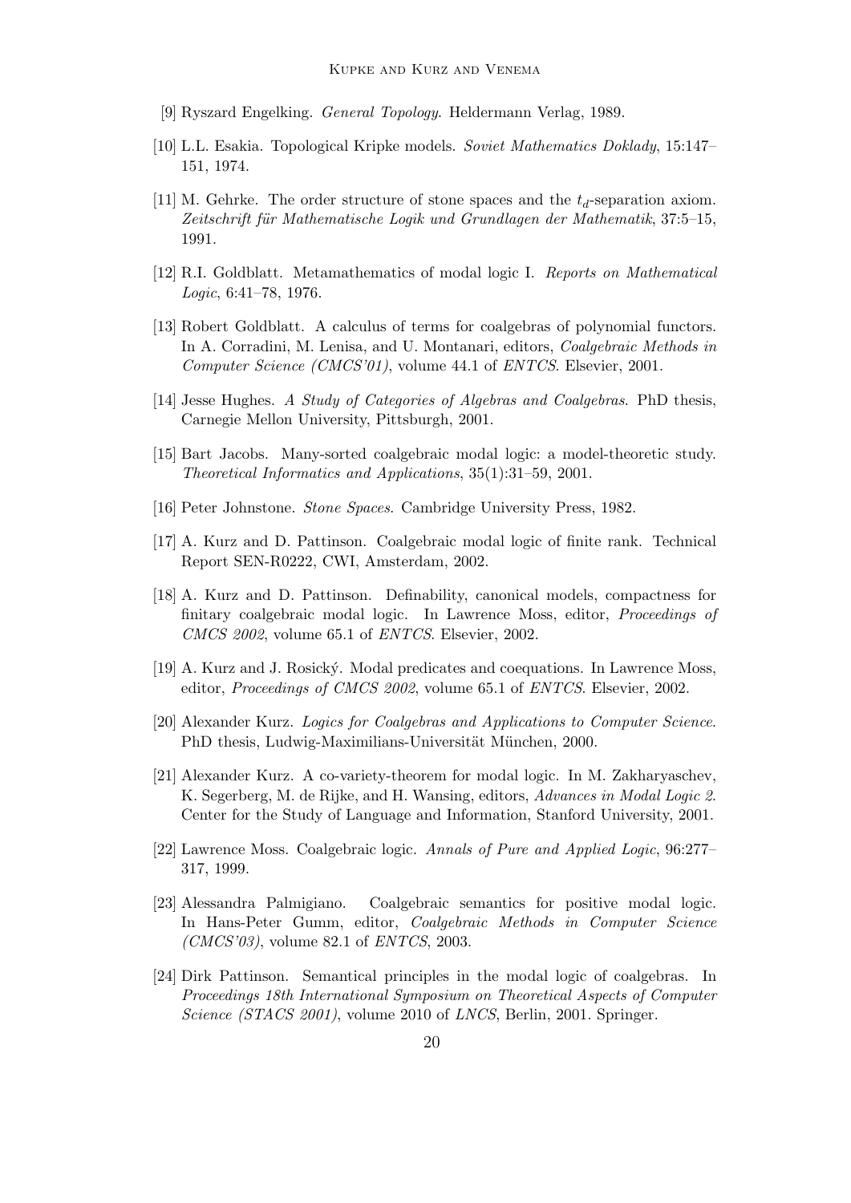[9] Ryszard Engelking. *General Topology*. Heldermann Verlag, 1989.

[10] L.L. Esakia. Topological Kripke models. *Soviet Mathematics Doklady*, 15:147–151, 1974.

[11] M. Gehrke. The order structure of stone spaces and the $t_d$-separation axiom. *Zeitschrift für Mathematische Logik und Grundlagen der Mathematik*, 37:5–15, 1991.

[12] R.I. Goldblatt. Metamathematics of modal logic I. *Reports on Mathematical Logic*, 6:41–78, 1976.

[13] Robert Goldblatt. A calculus of terms for coalgebras of polynomial functors. In A. Corradini, M. Lenisa, and U. Montanari, editors, *Coalgebraic Methods in Computer Science (CMCS'01)*, volume 44.1 of *ENTCS*. Elsevier, 2001.

[14] Jesse Hughes. *A Study of Categories of Algebras and Coalgebras*. PhD thesis, Carnegie Mellon University, Pittsburgh, 2001.

[15] Bart Jacobs. Many-sorted coalgebraic modal logic: a model-theoretic study. *Theoretical Informatics and Applications*, 35(1):31–59, 2001.

[16] Peter Johnstone. *Stone Spaces*. Cambridge University Press, 1982.

[17] A. Kurz and D. Pattinson. Coalgebraic modal logic of finite rank. Technical Report SEN-R0222, CWI, Amsterdam, 2002.

[18] A. Kurz and D. Pattinson. Definability, canonical models, compactness for finitary coalgebraic modal logic. In Lawrence Moss, editor, *Proceedings of CMCS 2002*, volume 65.1 of *ENTCS*. Elsevier, 2002.

[19] A. Kurz and J. Rosický. Modal predicates and coequations. In Lawrence Moss, editor, *Proceedings of CMCS 2002*, volume 65.1 of *ENTCS*. Elsevier, 2002.

[20] Alexander Kurz. *Logics for Coalgebras and Applications to Computer Science*. PhD thesis, Ludwig-Maximilians-Universität München, 2000.

[21] Alexander Kurz. A co-variety-theorem for modal logic. In M. Zakharyaschev, K. Segerberg, M. de Rijke, and H. Wansing, editors, *Advances in Modal Logic 2*. Center for the Study of Language and Information, Stanford University, 2001.

[22] Lawrence Moss. Coalgebraic logic. *Annals of Pure and Applied Logic*, 96:277–317, 1999.

[23] Alessandra Palmigiano. Coalgebraic semantics for positive modal logic. In Hans-Peter Gumm, editor, *Coalgebraic Methods in Computer Science (CMCS'03)*, volume 82.1 of *ENTCS*, 2003.

[24] Dirk Pattinson. Semantical principles in the modal logic of coalgebras. In *Proceedings 18th International Symposium on Theoretical Aspects of Computer Science (STACS 2001)*, volume 2010 of *LNCS*, Berlin, 2001. Springer.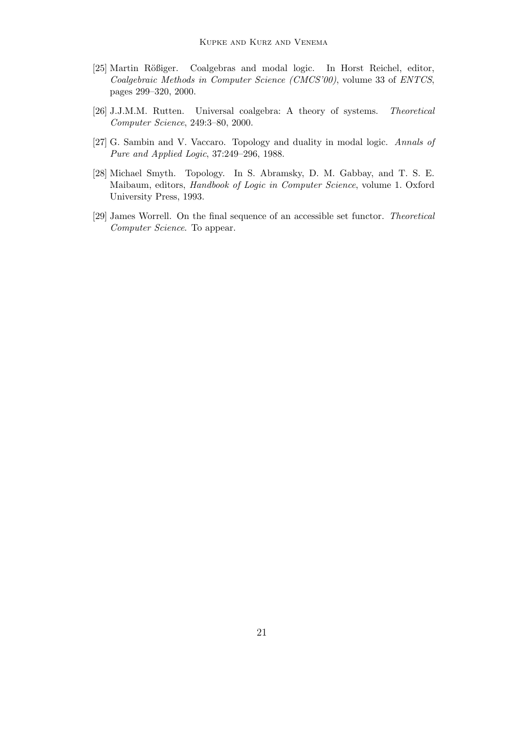[25] Martin Rößiger. Coalgebras and modal logic. In Horst Reichel, editor, *Coalgebraic Methods in Computer Science (CMCS'00)*, volume 33 of *ENTCS*, pages 299–320, 2000.

[26] J.J.M.M. Rutten. Universal coalgebra: A theory of systems. *Theoretical Computer Science*, 249:3–80, 2000.

[27] G. Sambin and V. Vaccaro. Topology and duality in modal logic. *Annals of Pure and Applied Logic*, 37:249–296, 1988.

[28] Michael Smyth. Topology. In S. Abramsky, D. M. Gabbay, and T. S. E. Maibaum, editors, *Handbook of Logic in Computer Science*, volume 1. Oxford University Press, 1993.

[29] James Worrell. On the final sequence of an accessible set functor. *Theoretical Computer Science*. To appear.